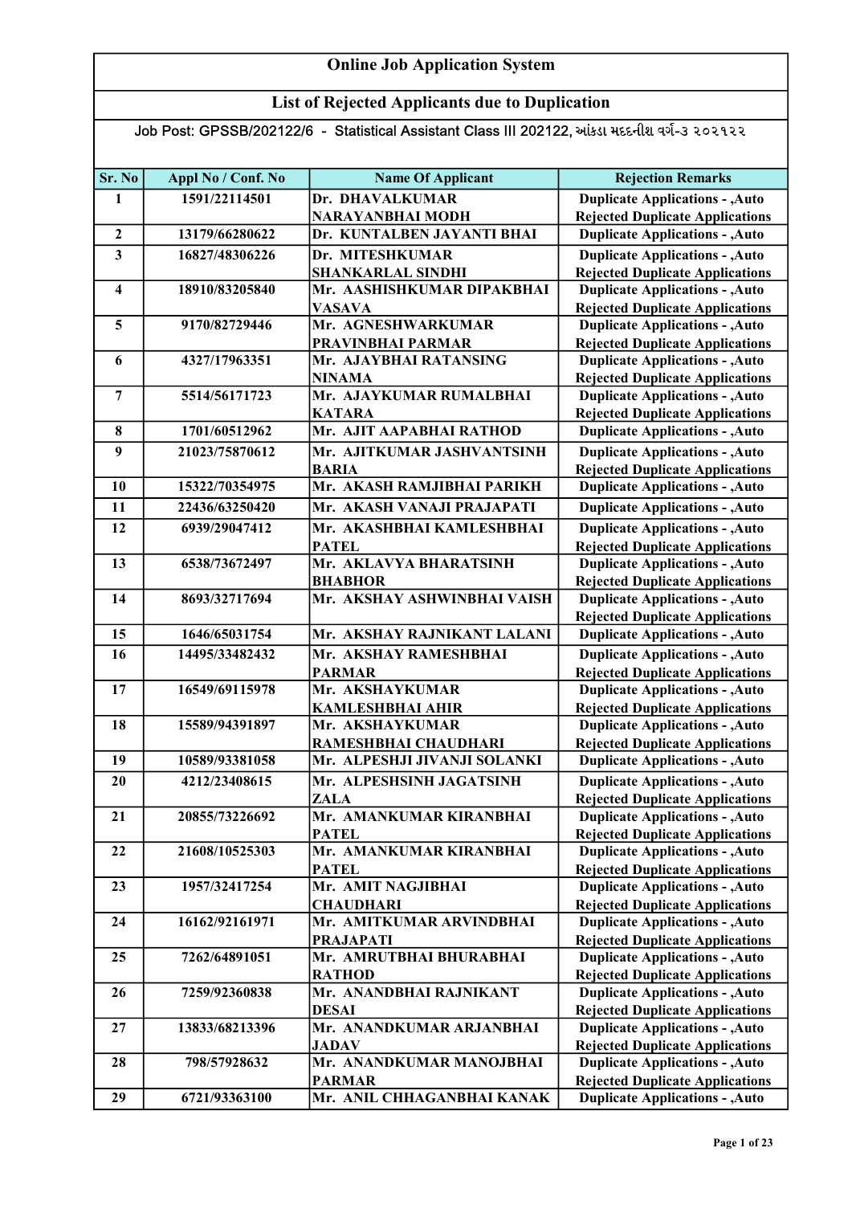# Online Job Application System

## List of Rejected Applicants due to Duplication

Job Post: GPSSB/202122/6 - Statistical Assistant Class III 202122, આંકડા મદદનીશ વર્ગ-૩ ૨૦૨૧૨૨

| Sr. No | Appl No / Conf. No | Name Of Applicant | Rejection Remarks |
|---|---|---|---|
| 1 | 1591/22114501 | Dr. DHAVALKUMAR NARAYANBHAI MODH | Duplicate Applications - ,Auto Rejected Duplicate Applications |
| 2 | 13179/66280622 | Dr. KUNTALBEN JAYANTI BHAI | Duplicate Applications - ,Auto |
| 3 | 16827/48306226 | Dr. MITESHKUMAR SHANKARLAL SINDHI | Duplicate Applications - ,Auto Rejected Duplicate Applications |
| 4 | 18910/83205840 | Mr. AASHISHKUMAR DIPAKBHAI VASAVA | Duplicate Applications - ,Auto Rejected Duplicate Applications |
| 5 | 9170/82729446 | Mr. AGNESHWARKUMAR PRAVINBHAI PARMAR | Duplicate Applications - ,Auto Rejected Duplicate Applications |
| 6 | 4327/17963351 | Mr. AJAYBHAI RATANSING NINAMA | Duplicate Applications - ,Auto Rejected Duplicate Applications |
| 7 | 5514/56171723 | Mr. AJAYKUMAR RUMALBHAI KATARA | Duplicate Applications - ,Auto Rejected Duplicate Applications |
| 8 | 1701/60512962 | Mr. AJIT AAPABHAI RATHOD | Duplicate Applications - ,Auto |
| 9 | 21023/75870612 | Mr. AJITKUMAR JASHVANTSINH BARIA | Duplicate Applications - ,Auto Rejected Duplicate Applications |
| 10 | 15322/70354975 | Mr. AKASH RAMJIBHAI PARIKH | Duplicate Applications - ,Auto |
| 11 | 22436/63250420 | Mr. AKASH VANAJI PRAJAPATI | Duplicate Applications - ,Auto |
| 12 | 6939/29047412 | Mr. AKASHBHAI KAMLESHBHAI PATEL | Duplicate Applications - ,Auto Rejected Duplicate Applications |
| 13 | 6538/73672497 | Mr. AKLAVYA BHARATSINH BHABHOR | Duplicate Applications - ,Auto Rejected Duplicate Applications |
| 14 | 8693/32717694 | Mr. AKSHAY ASHWINBHAI VAISH | Duplicate Applications - ,Auto Rejected Duplicate Applications |
| 15 | 1646/65031754 | Mr. AKSHAY RAJNIKANT LALANI | Duplicate Applications - ,Auto |
| 16 | 14495/33482432 | Mr. AKSHAY RAMESHBHAI PARMAR | Duplicate Applications - ,Auto Rejected Duplicate Applications |
| 17 | 16549/69115978 | Mr. AKSHAYKUMAR KAMLESHBHAI AHIR | Duplicate Applications - ,Auto Rejected Duplicate Applications |
| 18 | 15589/94391897 | Mr. AKSHAYKUMAR RAMESHBHAI CHAUDHARI | Duplicate Applications - ,Auto Rejected Duplicate Applications |
| 19 | 10589/93381058 | Mr. ALPESHJI JIVANJI SOLANKI | Duplicate Applications - ,Auto |
| 20 | 4212/23408615 | Mr. ALPESHSINH JAGATSINH ZALA | Duplicate Applications - ,Auto Rejected Duplicate Applications |
| 21 | 20855/73226692 | Mr. AMANKUMAR KIRANBHAI PATEL | Duplicate Applications - ,Auto Rejected Duplicate Applications |
| 22 | 21608/10525303 | Mr. AMANKUMAR KIRANBHAI PATEL | Duplicate Applications - ,Auto Rejected Duplicate Applications |
| 23 | 1957/32417254 | Mr. AMIT NAGJIBHAI CHAUDHARI | Duplicate Applications - ,Auto Rejected Duplicate Applications |
| 24 | 16162/92161971 | Mr. AMITKUMAR ARVINDBHAI PRAJAPATI | Duplicate Applications - ,Auto Rejected Duplicate Applications |
| 25 | 7262/64891051 | Mr. AMRUTBHAI BHURABHAI RATHOD | Duplicate Applications - ,Auto Rejected Duplicate Applications |
| 26 | 7259/92360838 | Mr. ANANDBHAI RAJNIKANT DESAI | Duplicate Applications - ,Auto Rejected Duplicate Applications |
| 27 | 13833/68213396 | Mr. ANANDKUMAR ARJANBHAI JADAV | Duplicate Applications - ,Auto Rejected Duplicate Applications |
| 28 | 798/57928632 | Mr. ANANDKUMAR MANOJBHAI PARMAR | Duplicate Applications - ,Auto Rejected Duplicate Applications |
| 29 | 6721/93363100 | Mr. ANIL CHHAGANBHAI KANAK | Duplicate Applications - ,Auto |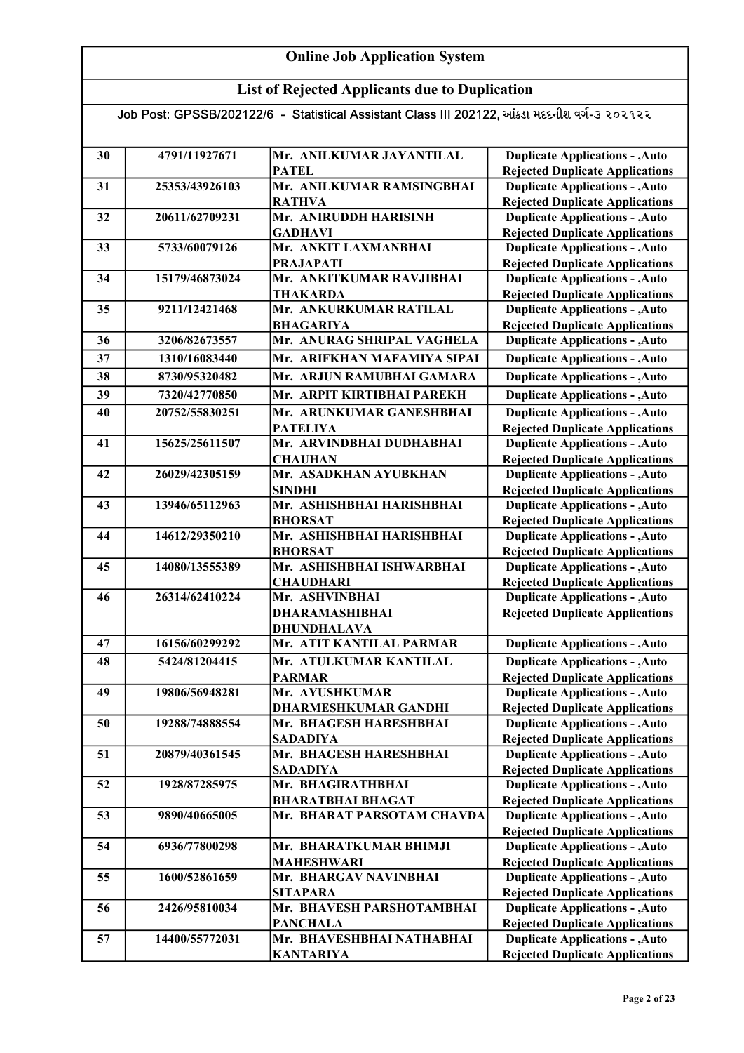# Online Job Application System

## List of Rejected Applicants due to Duplication

Job Post: GPSSB/202122/6 - Statistical Assistant Class III 202122, આંકડા મદદનીશ વર્ગ-૩ ૨૦૨૧૨૨

| | | | |
|---|---|---|---|
| 30 | 4791/11927671 | Mr. ANILKUMAR JAYANTILAL PATEL | Duplicate Applications - ,Auto Rejected Duplicate Applications |
| 31 | 25353/43926103 | Mr. ANILKUMAR RAMSINGBHAI RATHVA | Duplicate Applications - ,Auto Rejected Duplicate Applications |
| 32 | 20611/62709231 | Mr. ANIRUDDH HARISINH GADHAVI | Duplicate Applications - ,Auto Rejected Duplicate Applications |
| 33 | 5733/60079126 | Mr. ANKIT LAXMANBHAI PRAJAPATI | Duplicate Applications - ,Auto Rejected Duplicate Applications |
| 34 | 15179/46873024 | Mr. ANKITKUMAR RAVJIBHAI THAKARDA | Duplicate Applications - ,Auto Rejected Duplicate Applications |
| 35 | 9211/12421468 | Mr. ANKURKUMAR RATILAL BHAGARIYA | Duplicate Applications - ,Auto Rejected Duplicate Applications |
| 36 | 3206/82673557 | Mr. ANURAG SHRIPAL VAGHELA | Duplicate Applications - ,Auto |
| 37 | 1310/16083440 | Mr. ARIFKHAN MAFAMIYA SIPAI | Duplicate Applications - ,Auto |
| 38 | 8730/95320482 | Mr. ARJUN RAMUBHAI GAMARA | Duplicate Applications - ,Auto |
| 39 | 7320/42770850 | Mr. ARPIT KIRTIBHAI PAREKH | Duplicate Applications - ,Auto |
| 40 | 20752/55830251 | Mr. ARUNKUMAR GANESHBHAI PATELIYA | Duplicate Applications - ,Auto Rejected Duplicate Applications |
| 41 | 15625/25611507 | Mr. ARVINDBHAI DUDHABHAI CHAUHAN | Duplicate Applications - ,Auto Rejected Duplicate Applications |
| 42 | 26029/42305159 | Mr. ASADKHAN AYUBKHAN SINDHI | Duplicate Applications - ,Auto Rejected Duplicate Applications |
| 43 | 13946/65112963 | Mr. ASHISHBHAI HARISHBHAI BHORSAT | Duplicate Applications - ,Auto Rejected Duplicate Applications |
| 44 | 14612/29350210 | Mr. ASHISHBHAI HARISHBHAI BHORSAT | Duplicate Applications - ,Auto Rejected Duplicate Applications |
| 45 | 14080/13555389 | Mr. ASHISHBHAI ISHWARBHAI CHAUDHARI | Duplicate Applications - ,Auto Rejected Duplicate Applications |
| 46 | 26314/62410224 | Mr. ASHVINBHAI DHARAMASHIBHAI DHUNDHALAVA | Duplicate Applications - ,Auto Rejected Duplicate Applications |
| 47 | 16156/60299292 | Mr. ATIT KANTILAL PARMAR | Duplicate Applications - ,Auto |
| 48 | 5424/81204415 | Mr. ATULKUMAR KANTILAL PARMAR | Duplicate Applications - ,Auto Rejected Duplicate Applications |
| 49 | 19806/56948281 | Mr. AYUSHKUMAR DHARMESHKUMAR GANDHI | Duplicate Applications - ,Auto Rejected Duplicate Applications |
| 50 | 19288/74888554 | Mr. BHAGESH HARESHBHAI SADADIYA | Duplicate Applications - ,Auto Rejected Duplicate Applications |
| 51 | 20879/40361545 | Mr. BHAGESH HARESHBHAI SADADIYA | Duplicate Applications - ,Auto Rejected Duplicate Applications |
| 52 | 1928/87285975 | Mr. BHAGIRATHBHAI BHARATBHAI BHAGAT | Duplicate Applications - ,Auto Rejected Duplicate Applications |
| 53 | 9890/40665005 | Mr. BHARAT PARSOTAM CHAVDA | Duplicate Applications - ,Auto Rejected Duplicate Applications |
| 54 | 6936/77800298 | Mr. BHARATKUMAR BHIMJI MAHESHWARI | Duplicate Applications - ,Auto Rejected Duplicate Applications |
| 55 | 1600/52861659 | Mr. BHARGAV NAVINBHAI SITAPARA | Duplicate Applications - ,Auto Rejected Duplicate Applications |
| 56 | 2426/95810034 | Mr. BHAVESH PARSHOTAMBHAI PANCHALA | Duplicate Applications - ,Auto Rejected Duplicate Applications |
| 57 | 14400/55772031 | Mr. BHAVESHBHAI NATHABHAI KANTARIYA | Duplicate Applications - ,Auto Rejected Duplicate Applications |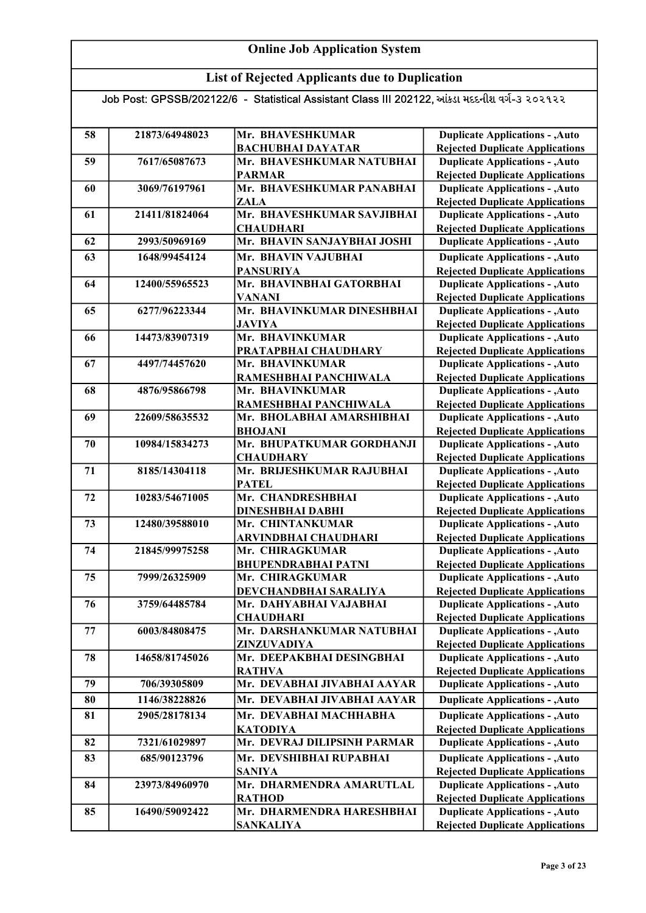# Online Job Application System

## List of Rejected Applicants due to Duplication

Job Post: GPSSB/202122/6 - Statistical Assistant Class III 202122, આંકડા મદદનીશ વર્ગ-૩ ૨૦૨૧૨૨

| | | | |
|---|---|---|---|
| 58 | 21873/64948023 | Mr. BHAVESHKUMAR BACHUBHAI DAYATAR | Duplicate Applications - ,Auto Rejected Duplicate Applications |
| 59 | 7617/65087673 | Mr. BHAVESHKUMAR NATUBHAI PARMAR | Duplicate Applications - ,Auto Rejected Duplicate Applications |
| 60 | 3069/76197961 | Mr. BHAVESHKUMAR PANABHAI ZALA | Duplicate Applications - ,Auto Rejected Duplicate Applications |
| 61 | 21411/81824064 | Mr. BHAVESHKUMAR SAVJIBHAI CHAUDHARI | Duplicate Applications - ,Auto Rejected Duplicate Applications |
| 62 | 2993/50969169 | Mr. BHAVIN SANJAYBHAI JOSHI | Duplicate Applications - ,Auto |
| 63 | 1648/99454124 | Mr. BHAVIN VAJUBHAI PANSURIYA | Duplicate Applications - ,Auto Rejected Duplicate Applications |
| 64 | 12400/55965523 | Mr. BHAVINBHAI GATORBHAI VANANI | Duplicate Applications - ,Auto Rejected Duplicate Applications |
| 65 | 6277/96223344 | Mr. BHAVINKUMAR DINESHBHAI JAVIYA | Duplicate Applications - ,Auto Rejected Duplicate Applications |
| 66 | 14473/83907319 | Mr. BHAVINKUMAR PRATAPBHAI CHAUDHARY | Duplicate Applications - ,Auto Rejected Duplicate Applications |
| 67 | 4497/74457620 | Mr. BHAVINKUMAR RAMESHBHAI PANCHIWALA | Duplicate Applications - ,Auto Rejected Duplicate Applications |
| 68 | 4876/95866798 | Mr. BHAVINKUMAR RAMESHBHAI PANCHIWALA | Duplicate Applications - ,Auto Rejected Duplicate Applications |
| 69 | 22609/58635532 | Mr. BHOLABHAI AMARSHIBHAI BHOJANI | Duplicate Applications - ,Auto Rejected Duplicate Applications |
| 70 | 10984/15834273 | Mr. BHUPATKUMAR GORDHANJI CHAUDHARY | Duplicate Applications - ,Auto Rejected Duplicate Applications |
| 71 | 8185/14304118 | Mr. BRIJESHKUMAR RAJUBHAI PATEL | Duplicate Applications - ,Auto Rejected Duplicate Applications |
| 72 | 10283/54671005 | Mr. CHANDRESHBHAI DINESHBHAI DABHI | Duplicate Applications - ,Auto Rejected Duplicate Applications |
| 73 | 12480/39588010 | Mr. CHINTANKUMAR ARVINDBHAI CHAUDHARI | Duplicate Applications - ,Auto Rejected Duplicate Applications |
| 74 | 21845/99975258 | Mr. CHIRAGKUMAR BHUPENDRABHAI PATNI | Duplicate Applications - ,Auto Rejected Duplicate Applications |
| 75 | 7999/26325909 | Mr. CHIRAGKUMAR DEVCHANDBHAI SARALIYA | Duplicate Applications - ,Auto Rejected Duplicate Applications |
| 76 | 3759/64485784 | Mr. DAHYABHAI VAJABHAI CHAUDHARI | Duplicate Applications - ,Auto Rejected Duplicate Applications |
| 77 | 6003/84808475 | Mr. DARSHANKUMAR NATUBHAI ZINZUVADIYA | Duplicate Applications - ,Auto Rejected Duplicate Applications |
| 78 | 14658/81745026 | Mr. DEEPAKBHAI DESINGBHAI RATHVA | Duplicate Applications - ,Auto Rejected Duplicate Applications |
| 79 | 706/39305809 | Mr. DEVABHAI JIVABHAI AAYAR | Duplicate Applications - ,Auto |
| 80 | 1146/38228826 | Mr. DEVABHAI JIVABHAI AAYAR | Duplicate Applications - ,Auto |
| 81 | 2905/28178134 | Mr. DEVABHAI MACHHABHA KATODIYA | Duplicate Applications - ,Auto Rejected Duplicate Applications |
| 82 | 7321/61029897 | Mr. DEVRAJ DILIPSINH PARMAR | Duplicate Applications - ,Auto |
| 83 | 685/90123796 | Mr. DEVSHIBHAI RUPABHAI SANIYA | Duplicate Applications - ,Auto Rejected Duplicate Applications |
| 84 | 23973/84960970 | Mr. DHARMENDRA AMARUTLAL RATHOD | Duplicate Applications - ,Auto Rejected Duplicate Applications |
| 85 | 16490/59092422 | Mr. DHARMENDRA HARESHBHAI SANKALIYA | Duplicate Applications - ,Auto Rejected Duplicate Applications |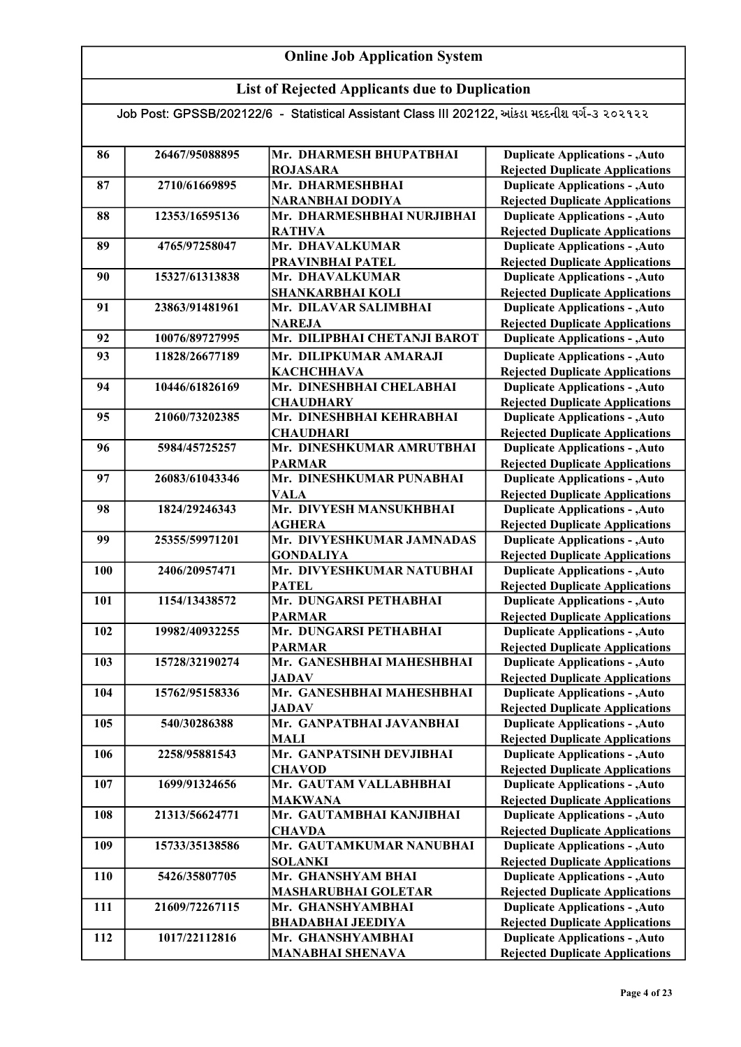# Online Job Application System

## List of Rejected Applicants due to Duplication

Job Post: GPSSB/202122/6 - Statistical Assistant Class III 202122, આંકડા મદદનીશ વર્ગ-૩ ૨૦૨૧૨૨

| | | | |
|---|---|---|---|
| 86 | 26467/95088895 | Mr. DHARMESH BHUPATBHAI ROJASARA | Duplicate Applications - ,Auto Rejected Duplicate Applications |
| 87 | 2710/61669895 | Mr. DHARMESHBHAI NARANBHAI DODIYA | Duplicate Applications - ,Auto Rejected Duplicate Applications |
| 88 | 12353/16595136 | Mr. DHARMESHBHAI NURJIBHAI RATHVA | Duplicate Applications - ,Auto Rejected Duplicate Applications |
| 89 | 4765/97258047 | Mr. DHAVALKUMAR PRAVINBHAI PATEL | Duplicate Applications - ,Auto Rejected Duplicate Applications |
| 90 | 15327/61313838 | Mr. DHAVALKUMAR SHANKARBHAI KOLI | Duplicate Applications - ,Auto Rejected Duplicate Applications |
| 91 | 23863/91481961 | Mr. DILAVAR SALIMBHAI NAREJA | Duplicate Applications - ,Auto Rejected Duplicate Applications |
| 92 | 10076/89727995 | Mr. DILIPBHAI CHETANJI BAROT | Duplicate Applications - ,Auto |
| 93 | 11828/26677189 | Mr. DILIPKUMAR AMARAJI KACHCHHAVA | Duplicate Applications - ,Auto Rejected Duplicate Applications |
| 94 | 10446/61826169 | Mr. DINESHBHAI CHELABHAI CHAUDHARY | Duplicate Applications - ,Auto Rejected Duplicate Applications |
| 95 | 21060/73202385 | Mr. DINESHBHAI KEHRABHAI CHAUDHARI | Duplicate Applications - ,Auto Rejected Duplicate Applications |
| 96 | 5984/45725257 | Mr. DINESHKUMAR AMRUTBHAI PARMAR | Duplicate Applications - ,Auto Rejected Duplicate Applications |
| 97 | 26083/61043346 | Mr. DINESHKUMAR PUNABHAI VALA | Duplicate Applications - ,Auto Rejected Duplicate Applications |
| 98 | 1824/29246343 | Mr. DIVYESH MANSUKHBHAI AGHERA | Duplicate Applications - ,Auto Rejected Duplicate Applications |
| 99 | 25355/59971201 | Mr. DIVYESHKUMAR JAMNADAS GONDALIYA | Duplicate Applications - ,Auto Rejected Duplicate Applications |
| 100 | 2406/20957471 | Mr. DIVYESHKUMAR NATUBHAI PATEL | Duplicate Applications - ,Auto Rejected Duplicate Applications |
| 101 | 1154/13438572 | Mr. DUNGARSI PETHABHAI PARMAR | Duplicate Applications - ,Auto Rejected Duplicate Applications |
| 102 | 19982/40932255 | Mr. DUNGARSI PETHABHAI PARMAR | Duplicate Applications - ,Auto Rejected Duplicate Applications |
| 103 | 15728/32190274 | Mr. GANESHBHAI MAHESHBHAI JADAV | Duplicate Applications - ,Auto Rejected Duplicate Applications |
| 104 | 15762/95158336 | Mr. GANESHBHAI MAHESHBHAI JADAV | Duplicate Applications - ,Auto Rejected Duplicate Applications |
| 105 | 540/30286388 | Mr. GANPATBHAI JAVANBHAI MALI | Duplicate Applications - ,Auto Rejected Duplicate Applications |
| 106 | 2258/95881543 | Mr. GANPATSINH DEVJIBHAI CHAVOD | Duplicate Applications - ,Auto Rejected Duplicate Applications |
| 107 | 1699/91324656 | Mr. GAUTAM VALLABHBHAI MAKWANA | Duplicate Applications - ,Auto Rejected Duplicate Applications |
| 108 | 21313/56624771 | Mr. GAUTAMBHAI KANJIBHAI CHAVDA | Duplicate Applications - ,Auto Rejected Duplicate Applications |
| 109 | 15733/35138586 | Mr. GAUTAMKUMAR NANUBHAI SOLANKI | Duplicate Applications - ,Auto Rejected Duplicate Applications |
| 110 | 5426/35807705 | Mr. GHANSHYAM BHAI MASHARUBHAI GOLETAR | Duplicate Applications - ,Auto Rejected Duplicate Applications |
| 111 | 21609/72267115 | Mr. GHANSHYAMBHAI BHADABHAI JEEDIYA | Duplicate Applications - ,Auto Rejected Duplicate Applications |
| 112 | 1017/22112816 | Mr. GHANSHYAMBHAI MANABHAI SHENAVA | Duplicate Applications - ,Auto Rejected Duplicate Applications |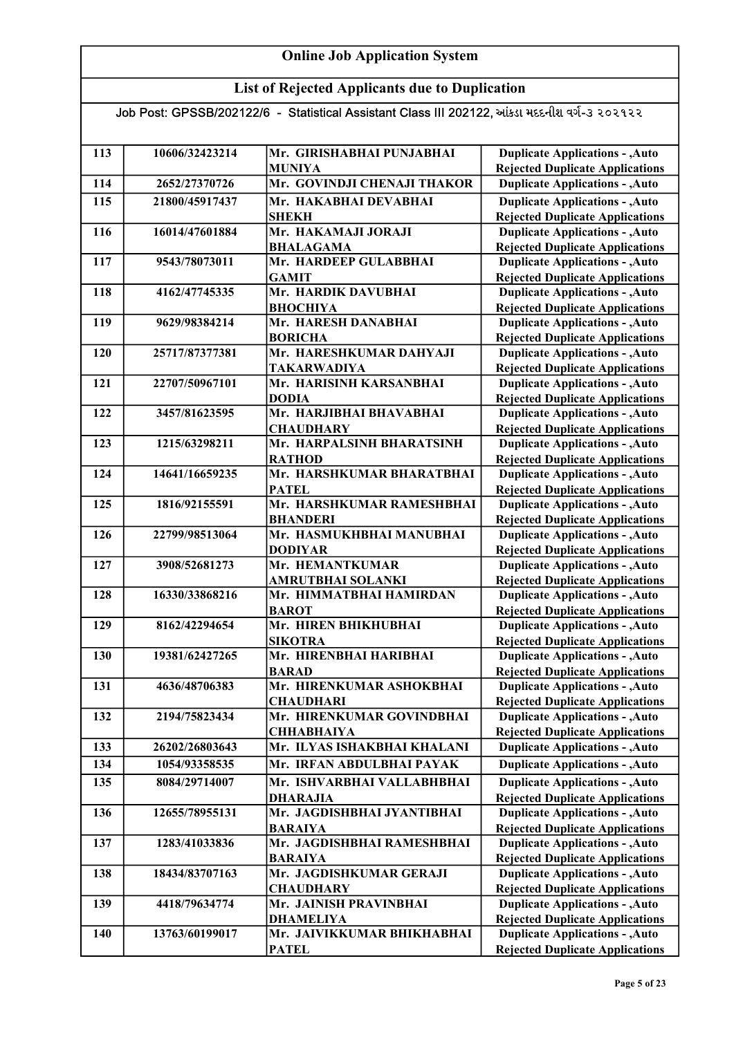# Online Job Application System

## List of Rejected Applicants due to Duplication

Job Post: GPSSB/202122/6 - Statistical Assistant Class III 202122, આંકડા મદદનીશ વર્ગ-૩ ૨૦૨૧૨૨

| | | | |
|---|---|---|---|
| 113 | 10606/32423214 | Mr. GIRISHABHAI PUNJABHAI MUNIYA | Duplicate Applications - ,Auto Rejected Duplicate Applications |
| 114 | 2652/27370726 | Mr. GOVINDJI CHENAJI THAKOR | Duplicate Applications - ,Auto |
| 115 | 21800/45917437 | Mr. HAKABHAI DEVABHAI SHEKH | Duplicate Applications - ,Auto Rejected Duplicate Applications |
| 116 | 16014/47601884 | Mr. HAKAMAJI JORAJI BHALAGAMA | Duplicate Applications - ,Auto Rejected Duplicate Applications |
| 117 | 9543/78073011 | Mr. HARDEEP GULABBHAI GAMIT | Duplicate Applications - ,Auto Rejected Duplicate Applications |
| 118 | 4162/47745335 | Mr. HARDIK DAVUBHAI BHOCHIYA | Duplicate Applications - ,Auto Rejected Duplicate Applications |
| 119 | 9629/98384214 | Mr. HARESH DANABHAI BORICHA | Duplicate Applications - ,Auto Rejected Duplicate Applications |
| 120 | 25717/87377381 | Mr. HARESHKUMAR DAHYAJI TAKARWADIYA | Duplicate Applications - ,Auto Rejected Duplicate Applications |
| 121 | 22707/50967101 | Mr. HARISINH KARSANBHAI DODIA | Duplicate Applications - ,Auto Rejected Duplicate Applications |
| 122 | 3457/81623595 | Mr. HARJIBHAI BHAVABHAI CHAUDHARY | Duplicate Applications - ,Auto Rejected Duplicate Applications |
| 123 | 1215/63298211 | Mr. HARPALSINH BHARATSINH RATHOD | Duplicate Applications - ,Auto Rejected Duplicate Applications |
| 124 | 14641/16659235 | Mr. HARSHKUMAR BHARATBHAI PATEL | Duplicate Applications - ,Auto Rejected Duplicate Applications |
| 125 | 1816/92155591 | Mr. HARSHKUMAR RAMESHBHAI BHANDERI | Duplicate Applications - ,Auto Rejected Duplicate Applications |
| 126 | 22799/98513064 | Mr. HASMUKHBHAI MANUBHAI DODIYAR | Duplicate Applications - ,Auto Rejected Duplicate Applications |
| 127 | 3908/52681273 | Mr. HEMANTKUMAR AMRUTBHAI SOLANKI | Duplicate Applications - ,Auto Rejected Duplicate Applications |
| 128 | 16330/33868216 | Mr. HIMMATBHAI HAMIRDAN BAROT | Duplicate Applications - ,Auto Rejected Duplicate Applications |
| 129 | 8162/42294654 | Mr. HIREN BHIKHUBHAI SIKOTRA | Duplicate Applications - ,Auto Rejected Duplicate Applications |
| 130 | 19381/62427265 | Mr. HIRENBHAI HARIBHAI BARAD | Duplicate Applications - ,Auto Rejected Duplicate Applications |
| 131 | 4636/48706383 | Mr. HIRENKUMAR ASHOKBHAI CHAUDHARI | Duplicate Applications - ,Auto Rejected Duplicate Applications |
| 132 | 2194/75823434 | Mr. HIRENKUMAR GOVINDBHAI CHHABHAIYA | Duplicate Applications - ,Auto Rejected Duplicate Applications |
| 133 | 26202/26803643 | Mr. ILYAS ISHAKBHAI KHALANI | Duplicate Applications - ,Auto |
| 134 | 1054/93358535 | Mr. IRFAN ABDULBHAI PAYAK | Duplicate Applications - ,Auto |
| 135 | 8084/29714007 | Mr. ISHVARBHAI VALLABHBHAI DHARAJIA | Duplicate Applications - ,Auto Rejected Duplicate Applications |
| 136 | 12655/78955131 | Mr. JAGDISHBHAI JYANTIBHAI BARAIYA | Duplicate Applications - ,Auto Rejected Duplicate Applications |
| 137 | 1283/41033836 | Mr. JAGDISHBHAI RAMESHBHAI BARAIYA | Duplicate Applications - ,Auto Rejected Duplicate Applications |
| 138 | 18434/83707163 | Mr. JAGDISHKUMAR GERAJI CHAUDHARY | Duplicate Applications - ,Auto Rejected Duplicate Applications |
| 139 | 4418/79634774 | Mr. JAINISH PRAVINBHAI DHAMELIYA | Duplicate Applications - ,Auto Rejected Duplicate Applications |
| 140 | 13763/60199017 | Mr. JAIVIKKUMAR BHIKHABHAI PATEL | Duplicate Applications - ,Auto Rejected Duplicate Applications |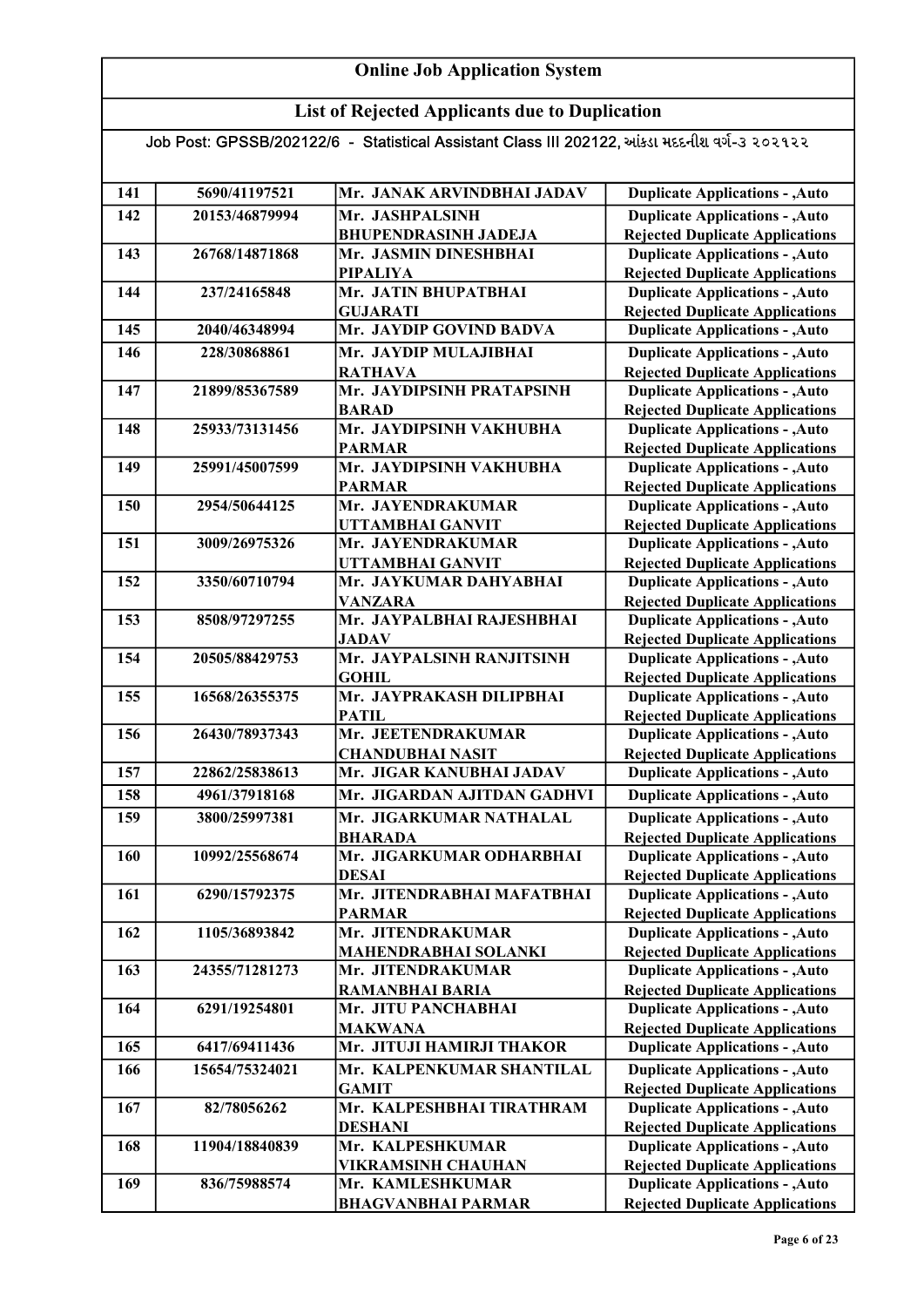## Online Job Application System

## List of Rejected Applicants due to Duplication

Job Post: GPSSB/202122/6 - Statistical Assistant Class III 202122, આંકડા મદદનીશ વર્ગ-૩ ૨૦૨૧૨૨

| | | | |
|---|---|---|---|
| 141 | 5690/41197521 | Mr. JANAK ARVINDBHAI JADAV | Duplicate Applications - ,Auto |
| 142 | 20153/46879994 | Mr. JASHPALSINH BHUPENDRASINH JADEJA | Duplicate Applications - ,Auto Rejected Duplicate Applications |
| 143 | 26768/14871868 | Mr. JASMIN DINESHBHAI PIPALIYA | Duplicate Applications - ,Auto Rejected Duplicate Applications |
| 144 | 237/24165848 | Mr. JATIN BHUPATBHAI GUJARATI | Duplicate Applications - ,Auto Rejected Duplicate Applications |
| 145 | 2040/46348994 | Mr. JAYDIP GOVIND BADVA | Duplicate Applications - ,Auto |
| 146 | 228/30868861 | Mr. JAYDIP MULAJIBHAI RATHAVA | Duplicate Applications - ,Auto Rejected Duplicate Applications |
| 147 | 21899/85367589 | Mr. JAYDIPSINH PRATAPSINH BARAD | Duplicate Applications - ,Auto Rejected Duplicate Applications |
| 148 | 25933/73131456 | Mr. JAYDIPSINH VAKHUBHA PARMAR | Duplicate Applications - ,Auto Rejected Duplicate Applications |
| 149 | 25991/45007599 | Mr. JAYDIPSINH VAKHUBHA PARMAR | Duplicate Applications - ,Auto Rejected Duplicate Applications |
| 150 | 2954/50644125 | Mr. JAYENDRAKUMAR UTTAMBHAI GANVIT | Duplicate Applications - ,Auto Rejected Duplicate Applications |
| 151 | 3009/26975326 | Mr. JAYENDRAKUMAR UTTAMBHAI GANVIT | Duplicate Applications - ,Auto Rejected Duplicate Applications |
| 152 | 3350/60710794 | Mr. JAYKUMAR DAHYABHAI VANZARA | Duplicate Applications - ,Auto Rejected Duplicate Applications |
| 153 | 8508/97297255 | Mr. JAYPALBHAI RAJESHBHAI JADAV | Duplicate Applications - ,Auto Rejected Duplicate Applications |
| 154 | 20505/88429753 | Mr. JAYPALSINH RANJITSINH GOHIL | Duplicate Applications - ,Auto Rejected Duplicate Applications |
| 155 | 16568/26355375 | Mr. JAYPRAKASH DILIPBHAI PATIL | Duplicate Applications - ,Auto Rejected Duplicate Applications |
| 156 | 26430/78937343 | Mr. JEETENDRAKUMAR CHANDUBHAI NASIT | Duplicate Applications - ,Auto Rejected Duplicate Applications |
| 157 | 22862/25838613 | Mr. JIGAR KANUBHAI JADAV | Duplicate Applications - ,Auto |
| 158 | 4961/37918168 | Mr. JIGARDAN AJITDAN GADHVI | Duplicate Applications - ,Auto |
| 159 | 3800/25997381 | Mr. JIGARKUMAR NATHALAL BHARADA | Duplicate Applications - ,Auto Rejected Duplicate Applications |
| 160 | 10992/25568674 | Mr. JIGARKUMAR ODHARBHAI DESAI | Duplicate Applications - ,Auto Rejected Duplicate Applications |
| 161 | 6290/15792375 | Mr. JITENDRABHAI MAFATBHAI PARMAR | Duplicate Applications - ,Auto Rejected Duplicate Applications |
| 162 | 1105/36893842 | Mr. JITENDRAKUMAR MAHENDRABHAI SOLANKI | Duplicate Applications - ,Auto Rejected Duplicate Applications |
| 163 | 24355/71281273 | Mr. JITENDRAKUMAR RAMANBHAI BARIA | Duplicate Applications - ,Auto Rejected Duplicate Applications |
| 164 | 6291/19254801 | Mr. JITU PANCHABHAI MAKWANA | Duplicate Applications - ,Auto Rejected Duplicate Applications |
| 165 | 6417/69411436 | Mr. JITUJI HAMIRJI THAKOR | Duplicate Applications - ,Auto |
| 166 | 15654/75324021 | Mr. KALPENKUMAR SHANTILAL GAMIT | Duplicate Applications - ,Auto Rejected Duplicate Applications |
| 167 | 82/78056262 | Mr. KALPESHBHAI TIRATHRAM DESHANI | Duplicate Applications - ,Auto Rejected Duplicate Applications |
| 168 | 11904/18840839 | Mr. KALPESHKUMAR VIKRAMSINH CHAUHAN | Duplicate Applications - ,Auto Rejected Duplicate Applications |
| 169 | 836/75988574 | Mr. KAMLESHKUMAR BHAGVANBHAI PARMAR | Duplicate Applications - ,Auto Rejected Duplicate Applications |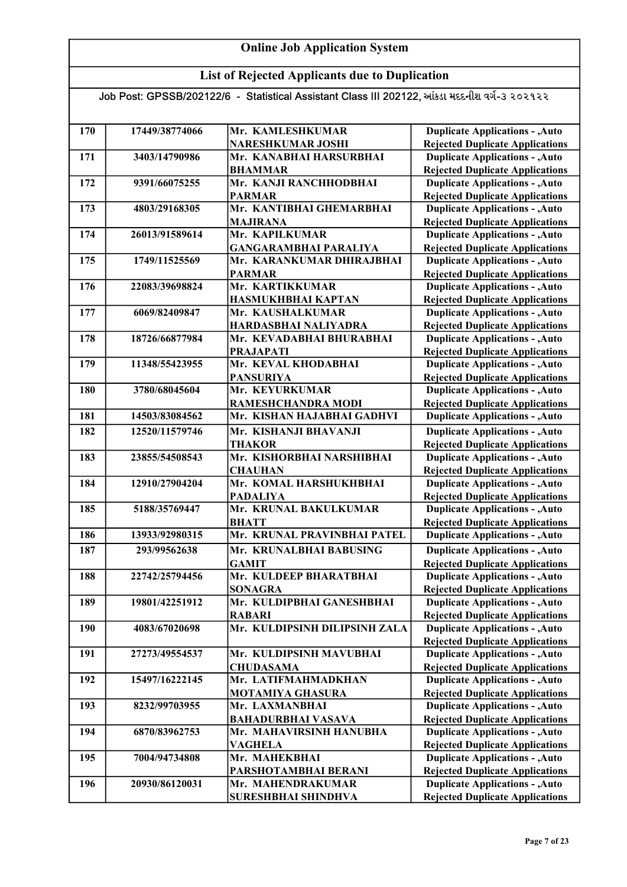# Online Job Application System

## List of Rejected Applicants due to Duplication

Job Post: GPSSB/202122/6 - Statistical Assistant Class III 202122, આંકડા મદદનીશ વર્ગ-૩ ૨૦૨૧૨૨

| | | | |
|---|---|---|---|
| 170 | 17449/38774066 | Mr. KAMLESHKUMAR NARESHKUMAR JOSHI | Duplicate Applications - ,Auto Rejected Duplicate Applications |
| 171 | 3403/14790986 | Mr. KANABHAI HARSURBHAI BHAMMAR | Duplicate Applications - ,Auto Rejected Duplicate Applications |
| 172 | 9391/66075255 | Mr. KANJI RANCHHODBHAI PARMAR | Duplicate Applications - ,Auto Rejected Duplicate Applications |
| 173 | 4803/29168305 | Mr. KANTIBHAI GHEMARBHAI MAJIRANA | Duplicate Applications - ,Auto Rejected Duplicate Applications |
| 174 | 26013/91589614 | Mr. KAPILKUMAR GANGARAMBHAI PARALIYA | Duplicate Applications - ,Auto Rejected Duplicate Applications |
| 175 | 1749/11525569 | Mr. KARANKUMAR DHIRAJBHAI PARMAR | Duplicate Applications - ,Auto Rejected Duplicate Applications |
| 176 | 22083/39698824 | Mr. KARTIKKUMAR HASMUKHBHAI KAPTAN | Duplicate Applications - ,Auto Rejected Duplicate Applications |
| 177 | 6069/82409847 | Mr. KAUSHALKUMAR HARDASBHAI NALIYADRA | Duplicate Applications - ,Auto Rejected Duplicate Applications |
| 178 | 18726/66877984 | Mr. KEVADABHAI BHURABHAI PRAJAPATI | Duplicate Applications - ,Auto Rejected Duplicate Applications |
| 179 | 11348/55423955 | Mr. KEVAL KHODABHAI PANSURIYA | Duplicate Applications - ,Auto Rejected Duplicate Applications |
| 180 | 3780/68045604 | Mr. KEYURKUMAR RAMESHCHANDRA MODI | Duplicate Applications - ,Auto Rejected Duplicate Applications |
| 181 | 14503/83084562 | Mr. KISHAN HAJABHAI GADHVI | Duplicate Applications - ,Auto |
| 182 | 12520/11579746 | Mr. KISHANJI BHAVANJI THAKOR | Duplicate Applications - ,Auto Rejected Duplicate Applications |
| 183 | 23855/54508543 | Mr. KISHORBHAI NARSHIBHAI CHAUHAN | Duplicate Applications - ,Auto Rejected Duplicate Applications |
| 184 | 12910/27904204 | Mr. KOMAL HARSHUKHBHAI PADALIYA | Duplicate Applications - ,Auto Rejected Duplicate Applications |
| 185 | 5188/35769447 | Mr. KRUNAL BAKULKUMAR BHATT | Duplicate Applications - ,Auto Rejected Duplicate Applications |
| 186 | 13933/92980315 | Mr. KRUNAL PRAVINBHAI PATEL | Duplicate Applications - ,Auto |
| 187 | 293/99562638 | Mr. KRUNALBHAI BABUSING GAMIT | Duplicate Applications - ,Auto Rejected Duplicate Applications |
| 188 | 22742/25794456 | Mr. KULDEEP BHARATBHAI SONAGRA | Duplicate Applications - ,Auto Rejected Duplicate Applications |
| 189 | 19801/42251912 | Mr. KULDIPBHAI GANESHBHAI RABARI | Duplicate Applications - ,Auto Rejected Duplicate Applications |
| 190 | 4083/67020698 | Mr. KULDIPSINH DILIPSINH ZALA | Duplicate Applications - ,Auto Rejected Duplicate Applications |
| 191 | 27273/49554537 | Mr. KULDIPSINH MAVUBHAI CHUDASAMA | Duplicate Applications - ,Auto Rejected Duplicate Applications |
| 192 | 15497/16222145 | Mr. LATIFMAHMADKHAN MOTAMIYA GHASURA | Duplicate Applications - ,Auto Rejected Duplicate Applications |
| 193 | 8232/99703955 | Mr. LAXMANBHAI BAHADURBHAI VASAVA | Duplicate Applications - ,Auto Rejected Duplicate Applications |
| 194 | 6870/83962753 | Mr. MAHAVIRSINH HANUBHA VAGHELA | Duplicate Applications - ,Auto Rejected Duplicate Applications |
| 195 | 7004/94734808 | Mr. MAHEKBHAI PARSHOTAMBHAI BERANI | Duplicate Applications - ,Auto Rejected Duplicate Applications |
| 196 | 20930/86120031 | Mr. MAHENDRAKUMAR SURESHBHAI SHINDHVA | Duplicate Applications - ,Auto Rejected Duplicate Applications |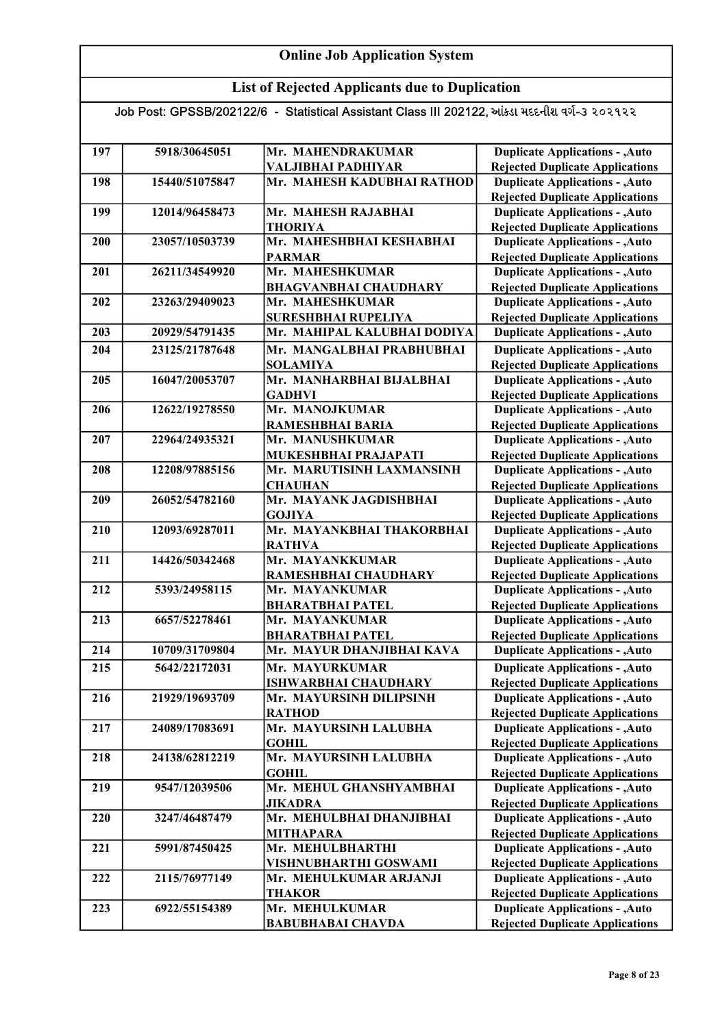# Online Job Application System

## List of Rejected Applicants due to Duplication

Job Post: GPSSB/202122/6 - Statistical Assistant Class III 202122, આંકડા મદદનીશ વર્ગ-૩ ૨૦૨૧૨૨

| | | | |
|---|---|---|---|
| 197 | 5918/30645051 | Mr. MAHENDRAKUMAR VALJIBHAI PADHIYAR | Duplicate Applications - ,Auto Rejected Duplicate Applications |
| 198 | 15440/51075847 | Mr. MAHESH KADUBHAI RATHOD | Duplicate Applications - ,Auto Rejected Duplicate Applications |
| 199 | 12014/96458473 | Mr. MAHESH RAJABHAI THORIYA | Duplicate Applications - ,Auto Rejected Duplicate Applications |
| 200 | 23057/10503739 | Mr. MAHESHBHAI KESHABHAI PARMAR | Duplicate Applications - ,Auto Rejected Duplicate Applications |
| 201 | 26211/34549920 | Mr. MAHESHKUMAR BHAGVANBHAI CHAUDHARY | Duplicate Applications - ,Auto Rejected Duplicate Applications |
| 202 | 23263/29409023 | Mr. MAHESHKUMAR SURESHBHAI RUPELIYA | Duplicate Applications - ,Auto Rejected Duplicate Applications |
| 203 | 20929/54791435 | Mr. MAHIPAL KALUBHAI DODIYA | Duplicate Applications - ,Auto |
| 204 | 23125/21787648 | Mr. MANGALBHAI PRABHUBHAI SOLAMIYA | Duplicate Applications - ,Auto Rejected Duplicate Applications |
| 205 | 16047/20053707 | Mr. MANHARBHAI BIJALBHAI GADHVI | Duplicate Applications - ,Auto Rejected Duplicate Applications |
| 206 | 12622/19278550 | Mr. MANOJKUMAR RAMESHBHAI BARIA | Duplicate Applications - ,Auto Rejected Duplicate Applications |
| 207 | 22964/24935321 | Mr. MANUSHKUMAR MUKESHBHAI PRAJAPATI | Duplicate Applications - ,Auto Rejected Duplicate Applications |
| 208 | 12208/97885156 | Mr. MARUTISINH LAXMANSINH CHAUHAN | Duplicate Applications - ,Auto Rejected Duplicate Applications |
| 209 | 26052/54782160 | Mr. MAYANK JAGDISHBHAI GOJIYA | Duplicate Applications - ,Auto Rejected Duplicate Applications |
| 210 | 12093/69287011 | Mr. MAYANKBHAI THAKORBHAI RATHVA | Duplicate Applications - ,Auto Rejected Duplicate Applications |
| 211 | 14426/50342468 | Mr. MAYANKKUMAR RAMESHBHAI CHAUDHARY | Duplicate Applications - ,Auto Rejected Duplicate Applications |
| 212 | 5393/24958115 | Mr. MAYANKUMAR BHARATBHAI PATEL | Duplicate Applications - ,Auto Rejected Duplicate Applications |
| 213 | 6657/52278461 | Mr. MAYANKUMAR BHARATBHAI PATEL | Duplicate Applications - ,Auto Rejected Duplicate Applications |
| 214 | 10709/31709804 | Mr. MAYUR DHANJIBHAI KAVA | Duplicate Applications - ,Auto |
| 215 | 5642/22172031 | Mr. MAYURKUMAR ISHWARBHAI CHAUDHARY | Duplicate Applications - ,Auto Rejected Duplicate Applications |
| 216 | 21929/19693709 | Mr. MAYURSINH DILIPSINH RATHOD | Duplicate Applications - ,Auto Rejected Duplicate Applications |
| 217 | 24089/17083691 | Mr. MAYURSINH LALUBHA GOHIL | Duplicate Applications - ,Auto Rejected Duplicate Applications |
| 218 | 24138/62812219 | Mr. MAYURSINH LALUBHA GOHIL | Duplicate Applications - ,Auto Rejected Duplicate Applications |
| 219 | 9547/12039506 | Mr. MEHUL GHANSHYAMBHAI JIKADRA | Duplicate Applications - ,Auto Rejected Duplicate Applications |
| 220 | 3247/46487479 | Mr. MEHULBHAI DHANJIBHAI MITHAPARA | Duplicate Applications - ,Auto Rejected Duplicate Applications |
| 221 | 5991/87450425 | Mr. MEHULBHARTHI VISHNUBHARTHI GOSWAMI | Duplicate Applications - ,Auto Rejected Duplicate Applications |
| 222 | 2115/76977149 | Mr. MEHULKUMAR ARJANJI THAKOR | Duplicate Applications - ,Auto Rejected Duplicate Applications |
| 223 | 6922/55154389 | Mr. MEHULKUMAR BABUBHABAI CHAVDA | Duplicate Applications - ,Auto Rejected Duplicate Applications |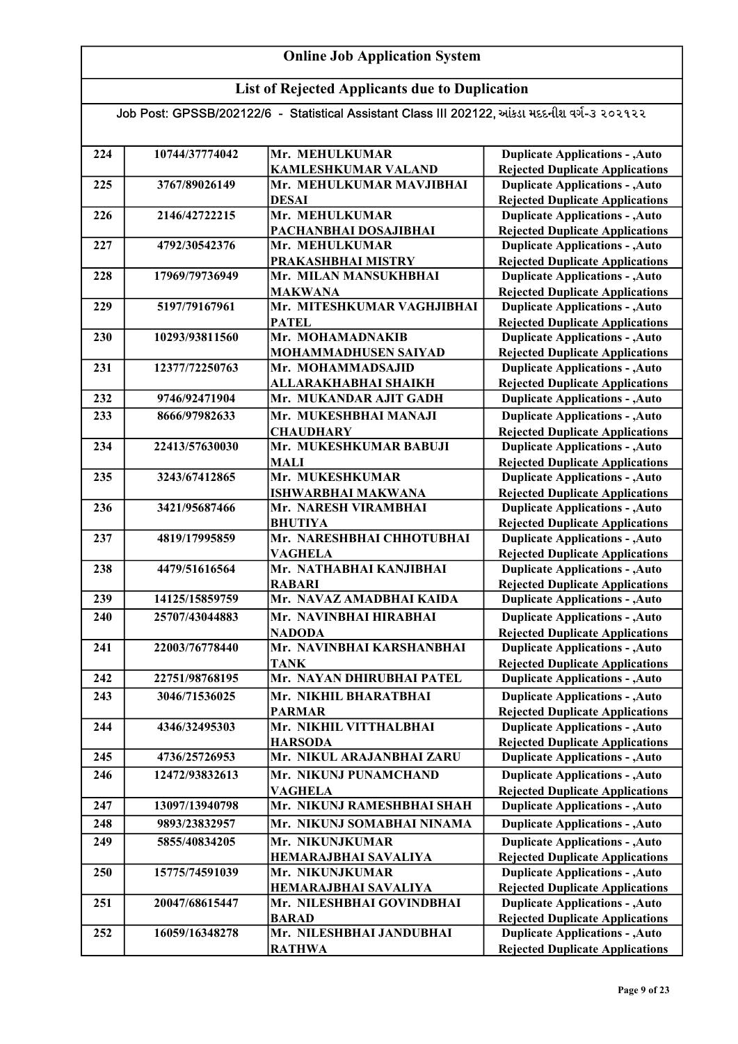# Online Job Application System

## List of Rejected Applicants due to Duplication

Job Post: GPSSB/202122/6 - Statistical Assistant Class III 202122, આંકડા મદદનીશ વર્ગ-૩ ૨૦૨૧૨૨

| | | | |
|---|---|---|---|
| 224 | 10744/37774042 | Mr. MEHULKUMAR KAMLESHKUMAR VALAND | Duplicate Applications - ,Auto Rejected Duplicate Applications |
| 225 | 3767/89026149 | Mr. MEHULKUMAR MAVJIBHAI DESAI | Duplicate Applications - ,Auto Rejected Duplicate Applications |
| 226 | 2146/42722215 | Mr. MEHULKUMAR PACHANBHAI DOSAJIBHAI | Duplicate Applications - ,Auto Rejected Duplicate Applications |
| 227 | 4792/30542376 | Mr. MEHULKUMAR PRAKASHBHAI MISTRY | Duplicate Applications - ,Auto Rejected Duplicate Applications |
| 228 | 17969/79736949 | Mr. MILAN MANSUKHBHAI MAKWANA | Duplicate Applications - ,Auto Rejected Duplicate Applications |
| 229 | 5197/79167961 | Mr. MITESHKUMAR VAGHJIBHAI PATEL | Duplicate Applications - ,Auto Rejected Duplicate Applications |
| 230 | 10293/93811560 | Mr. MOHAMADNAKIB MOHAMMADHUSEN SAIYAD | Duplicate Applications - ,Auto Rejected Duplicate Applications |
| 231 | 12377/72250763 | Mr. MOHAMMADSAJID ALLARAKHABHAI SHAIKH | Duplicate Applications - ,Auto Rejected Duplicate Applications |
| 232 | 9746/92471904 | Mr. MUKANDAR AJIT GADH | Duplicate Applications - ,Auto |
| 233 | 8666/97982633 | Mr. MUKESHBHAI MANAJI CHAUDHARY | Duplicate Applications - ,Auto Rejected Duplicate Applications |
| 234 | 22413/57630030 | Mr. MUKESHKUMAR BABUJI MALI | Duplicate Applications - ,Auto Rejected Duplicate Applications |
| 235 | 3243/67412865 | Mr. MUKESHKUMAR ISHWARBHAI MAKWANA | Duplicate Applications - ,Auto Rejected Duplicate Applications |
| 236 | 3421/95687466 | Mr. NARESH VIRAMBHAI BHUTIYA | Duplicate Applications - ,Auto Rejected Duplicate Applications |
| 237 | 4819/17995859 | Mr. NARESHBHAI CHHOTUBHAI VAGHELA | Duplicate Applications - ,Auto Rejected Duplicate Applications |
| 238 | 4479/51616564 | Mr. NATHABHAI KANJIBHAI RABARI | Duplicate Applications - ,Auto Rejected Duplicate Applications |
| 239 | 14125/15859759 | Mr. NAVAZ AMADBHAI KAIDA | Duplicate Applications - ,Auto |
| 240 | 25707/43044883 | Mr. NAVINBHAI HIRABHAI NADODA | Duplicate Applications - ,Auto Rejected Duplicate Applications |
| 241 | 22003/76778440 | Mr. NAVINBHAI KARSHANBHAI TANK | Duplicate Applications - ,Auto Rejected Duplicate Applications |
| 242 | 22751/98768195 | Mr. NAYAN DHIRUBHAI PATEL | Duplicate Applications - ,Auto |
| 243 | 3046/71536025 | Mr. NIKHIL BHARATBHAI PARMAR | Duplicate Applications - ,Auto Rejected Duplicate Applications |
| 244 | 4346/32495303 | Mr. NIKHIL VITTHALBHAI HARSODA | Duplicate Applications - ,Auto Rejected Duplicate Applications |
| 245 | 4736/25726953 | Mr. NIKUL ARAJANBHAI ZARU | Duplicate Applications - ,Auto |
| 246 | 12472/93832613 | Mr. NIKUNJ PUNAMCHAND VAGHELA | Duplicate Applications - ,Auto Rejected Duplicate Applications |
| 247 | 13097/13940798 | Mr. NIKUNJ RAMESHBHAI SHAH | Duplicate Applications - ,Auto |
| 248 | 9893/23832957 | Mr. NIKUNJ SOMABHAI NINAMA | Duplicate Applications - ,Auto |
| 249 | 5855/40834205 | Mr. NIKUNJKUMAR HEMARAJBHAI SAVALIYA | Duplicate Applications - ,Auto Rejected Duplicate Applications |
| 250 | 15775/74591039 | Mr. NIKUNJKUMAR HEMARAJBHAI SAVALIYA | Duplicate Applications - ,Auto Rejected Duplicate Applications |
| 251 | 20047/68615447 | Mr. NILESHBHAI GOVINDBHAI BARAD | Duplicate Applications - ,Auto Rejected Duplicate Applications |
| 252 | 16059/16348278 | Mr. NILESHBHAI JANDUBHAI RATHWA | Duplicate Applications - ,Auto Rejected Duplicate Applications |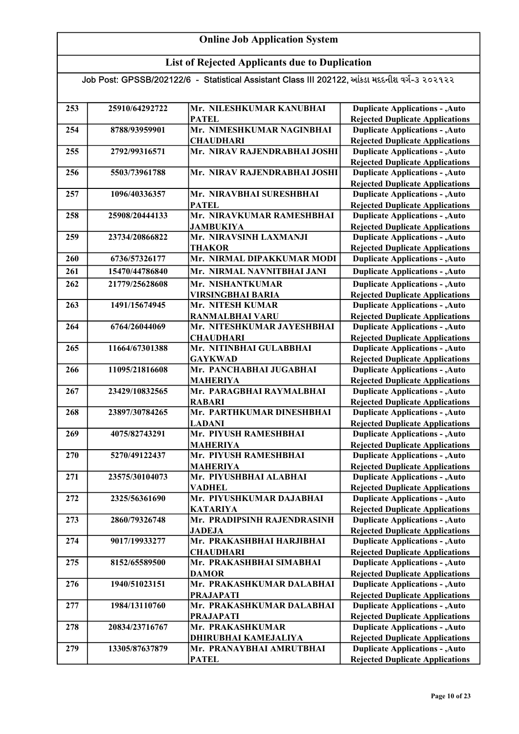# Online Job Application System

## List of Rejected Applicants due to Duplication

Job Post: GPSSB/202122/6 - Statistical Assistant Class III 202122, આંકડા મદદનીશ વર્ગ-3 ૨૦૨૧૨૨

| | | | |
|---|---|---|---|
| 253 | 25910/64292722 | Mr. NILESHKUMAR KANUBHAI PATEL | Duplicate Applications - ,Auto Rejected Duplicate Applications |
| 254 | 8788/93959901 | Mr. NIMESHKUMAR NAGINBHAI CHAUDHARI | Duplicate Applications - ,Auto Rejected Duplicate Applications |
| 255 | 2792/99316571 | Mr. NIRAV RAJENDRABHAI JOSHI | Duplicate Applications - ,Auto Rejected Duplicate Applications |
| 256 | 5503/73961788 | Mr. NIRAV RAJENDRABHAI JOSHI | Duplicate Applications - ,Auto Rejected Duplicate Applications |
| 257 | 1096/40336357 | Mr. NIRAVBHAI SURESHBHAI PATEL | Duplicate Applications - ,Auto Rejected Duplicate Applications |
| 258 | 25908/20444133 | Mr. NIRAVKUMAR RAMESHBHAI JAMBUKIYA | Duplicate Applications - ,Auto Rejected Duplicate Applications |
| 259 | 23734/20866822 | Mr. NIRAVSINH LAXMANJI THAKOR | Duplicate Applications - ,Auto Rejected Duplicate Applications |
| 260 | 6736/57326177 | Mr. NIRMAL DIPAKKUMAR MODI | Duplicate Applications - ,Auto |
| 261 | 15470/44786840 | Mr. NIRMAL NAVNITBHAI JANI | Duplicate Applications - ,Auto |
| 262 | 21779/25628608 | Mr. NISHANTKUMAR VIRSINGBHAI BARIA | Duplicate Applications - ,Auto Rejected Duplicate Applications |
| 263 | 1491/15674945 | Mr. NITESH KUMAR RANMALBHAI VARU | Duplicate Applications - ,Auto Rejected Duplicate Applications |
| 264 | 6764/26044069 | Mr. NITESHKUMAR JAYESHBHAI CHAUDHARI | Duplicate Applications - ,Auto Rejected Duplicate Applications |
| 265 | 11664/67301388 | Mr. NITINBHAI GULABBHAI GAYKWAD | Duplicate Applications - ,Auto Rejected Duplicate Applications |
| 266 | 11095/21816608 | Mr. PANCHABHAI JUGABHAI MAHERIYA | Duplicate Applications - ,Auto Rejected Duplicate Applications |
| 267 | 23429/10832565 | Mr. PARAGBHAI RAYMALBHAI RABARI | Duplicate Applications - ,Auto Rejected Duplicate Applications |
| 268 | 23897/30784265 | Mr. PARTHKUMAR DINESHBHAI LADANI | Duplicate Applications - ,Auto Rejected Duplicate Applications |
| 269 | 4075/82743291 | Mr. PIYUSH RAMESHBHAI MAHERIYA | Duplicate Applications - ,Auto Rejected Duplicate Applications |
| 270 | 5270/49122437 | Mr. PIYUSH RAMESHBHAI MAHERIYA | Duplicate Applications - ,Auto Rejected Duplicate Applications |
| 271 | 23575/30104073 | Mr. PIYUSHBHAI ALABHAI VADHEL | Duplicate Applications - ,Auto Rejected Duplicate Applications |
| 272 | 2325/56361690 | Mr. PIYUSHKUMAR DAJABHAI KATARIYA | Duplicate Applications - ,Auto Rejected Duplicate Applications |
| 273 | 2860/79326748 | Mr. PRADIPSINH RAJENDRASINH JADEJA | Duplicate Applications - ,Auto Rejected Duplicate Applications |
| 274 | 9017/19933277 | Mr. PRAKASHBHAI HARJIBHAI CHAUDHARI | Duplicate Applications - ,Auto Rejected Duplicate Applications |
| 275 | 8152/65589500 | Mr. PRAKASHBHAI SIMABHAI DAMOR | Duplicate Applications - ,Auto Rejected Duplicate Applications |
| 276 | 1940/51023151 | Mr. PRAKASHKUMAR DALABHAI PRAJAPATI | Duplicate Applications - ,Auto Rejected Duplicate Applications |
| 277 | 1984/13110760 | Mr. PRAKASHKUMAR DALABHAI PRAJAPATI | Duplicate Applications - ,Auto Rejected Duplicate Applications |
| 278 | 20834/23716767 | Mr. PRAKASHKUMAR DHIRUBHAI KAMEJALIYA | Duplicate Applications - ,Auto Rejected Duplicate Applications |
| 279 | 13305/87637879 | Mr. PRANAYBHAI AMRUTBHAI PATEL | Duplicate Applications - ,Auto Rejected Duplicate Applications |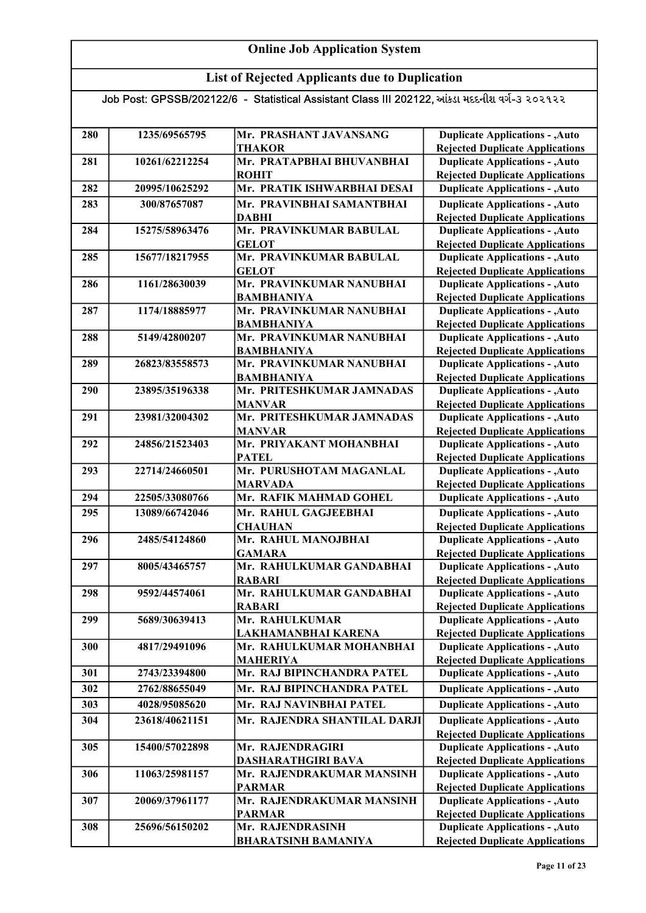# Online Job Application System

## List of Rejected Applicants due to Duplication

Job Post: GPSSB/202122/6 - Statistical Assistant Class III 202122, આંકડા મદદનીશ વર્ગ-૩ ૨૦૨૧૨૨

| | | | |
|---|---|---|---|
| 280 | 1235/69565795 | Mr. PRASHANT JAVANSANG THAKOR | Duplicate Applications - ,Auto Rejected Duplicate Applications |
| 281 | 10261/62212254 | Mr. PRATAPBHAI BHUVANBHAI ROHIT | Duplicate Applications - ,Auto Rejected Duplicate Applications |
| 282 | 20995/10625292 | Mr. PRATIK ISHWARBHAI DESAI | Duplicate Applications - ,Auto |
| 283 | 300/87657087 | Mr. PRAVINBHAI SAMANTBHAI DABHI | Duplicate Applications - ,Auto Rejected Duplicate Applications |
| 284 | 15275/58963476 | Mr. PRAVINKUMAR BABULAL GELOT | Duplicate Applications - ,Auto Rejected Duplicate Applications |
| 285 | 15677/18217955 | Mr. PRAVINKUMAR BABULAL GELOT | Duplicate Applications - ,Auto Rejected Duplicate Applications |
| 286 | 1161/28630039 | Mr. PRAVINKUMAR NANUBHAI BAMBHANIYA | Duplicate Applications - ,Auto Rejected Duplicate Applications |
| 287 | 1174/18885977 | Mr. PRAVINKUMAR NANUBHAI BAMBHANIYA | Duplicate Applications - ,Auto Rejected Duplicate Applications |
| 288 | 5149/42800207 | Mr. PRAVINKUMAR NANUBHAI BAMBHANIYA | Duplicate Applications - ,Auto Rejected Duplicate Applications |
| 289 | 26823/83558573 | Mr. PRAVINKUMAR NANUBHAI BAMBHANIYA | Duplicate Applications - ,Auto Rejected Duplicate Applications |
| 290 | 23895/35196338 | Mr. PRITESHKUMAR JAMNADAS MANVAR | Duplicate Applications - ,Auto Rejected Duplicate Applications |
| 291 | 23981/32004302 | Mr. PRITESHKUMAR JAMNADAS MANVAR | Duplicate Applications - ,Auto Rejected Duplicate Applications |
| 292 | 24856/21523403 | Mr. PRIYAKANT MOHANBHAI PATEL | Duplicate Applications - ,Auto Rejected Duplicate Applications |
| 293 | 22714/24660501 | Mr. PURUSHOTAM MAGANLAL MARVADA | Duplicate Applications - ,Auto Rejected Duplicate Applications |
| 294 | 22505/33080766 | Mr. RAFIK MAHMAD GOHEL | Duplicate Applications - ,Auto |
| 295 | 13089/66742046 | Mr. RAHUL GAGJEEBHAI CHAUHAN | Duplicate Applications - ,Auto Rejected Duplicate Applications |
| 296 | 2485/54124860 | Mr. RAHUL MANOJBHAI GAMARA | Duplicate Applications - ,Auto Rejected Duplicate Applications |
| 297 | 8005/43465757 | Mr. RAHULKUMAR GANDABHAI RABARI | Duplicate Applications - ,Auto Rejected Duplicate Applications |
| 298 | 9592/44574061 | Mr. RAHULKUMAR GANDABHAI RABARI | Duplicate Applications - ,Auto Rejected Duplicate Applications |
| 299 | 5689/30639413 | Mr. RAHULKUMAR LAKHAMANBHAI KARENA | Duplicate Applications - ,Auto Rejected Duplicate Applications |
| 300 | 4817/29491096 | Mr. RAHULKUMAR MOHANBHAI MAHERIYA | Duplicate Applications - ,Auto Rejected Duplicate Applications |
| 301 | 2743/23394800 | Mr. RAJ BIPINCHANDRA PATEL | Duplicate Applications - ,Auto |
| 302 | 2762/88655049 | Mr. RAJ BIPINCHANDRA PATEL | Duplicate Applications - ,Auto |
| 303 | 4028/95085620 | Mr. RAJ NAVINBHAI PATEL | Duplicate Applications - ,Auto |
| 304 | 23618/40621151 | Mr. RAJENDRA SHANTILAL DARJI | Duplicate Applications - ,Auto Rejected Duplicate Applications |
| 305 | 15400/57022898 | Mr. RAJENDRAGIRI DASHARATHGIRI BAVA | Duplicate Applications - ,Auto Rejected Duplicate Applications |
| 306 | 11063/25981157 | Mr. RAJENDRAKUMAR MANSINH PARMAR | Duplicate Applications - ,Auto Rejected Duplicate Applications |
| 307 | 20069/37961177 | Mr. RAJENDRAKUMAR MANSINH PARMAR | Duplicate Applications - ,Auto Rejected Duplicate Applications |
| 308 | 25696/56150202 | Mr. RAJENDRASINH BHARATSINH BAMANIYA | Duplicate Applications - ,Auto Rejected Duplicate Applications |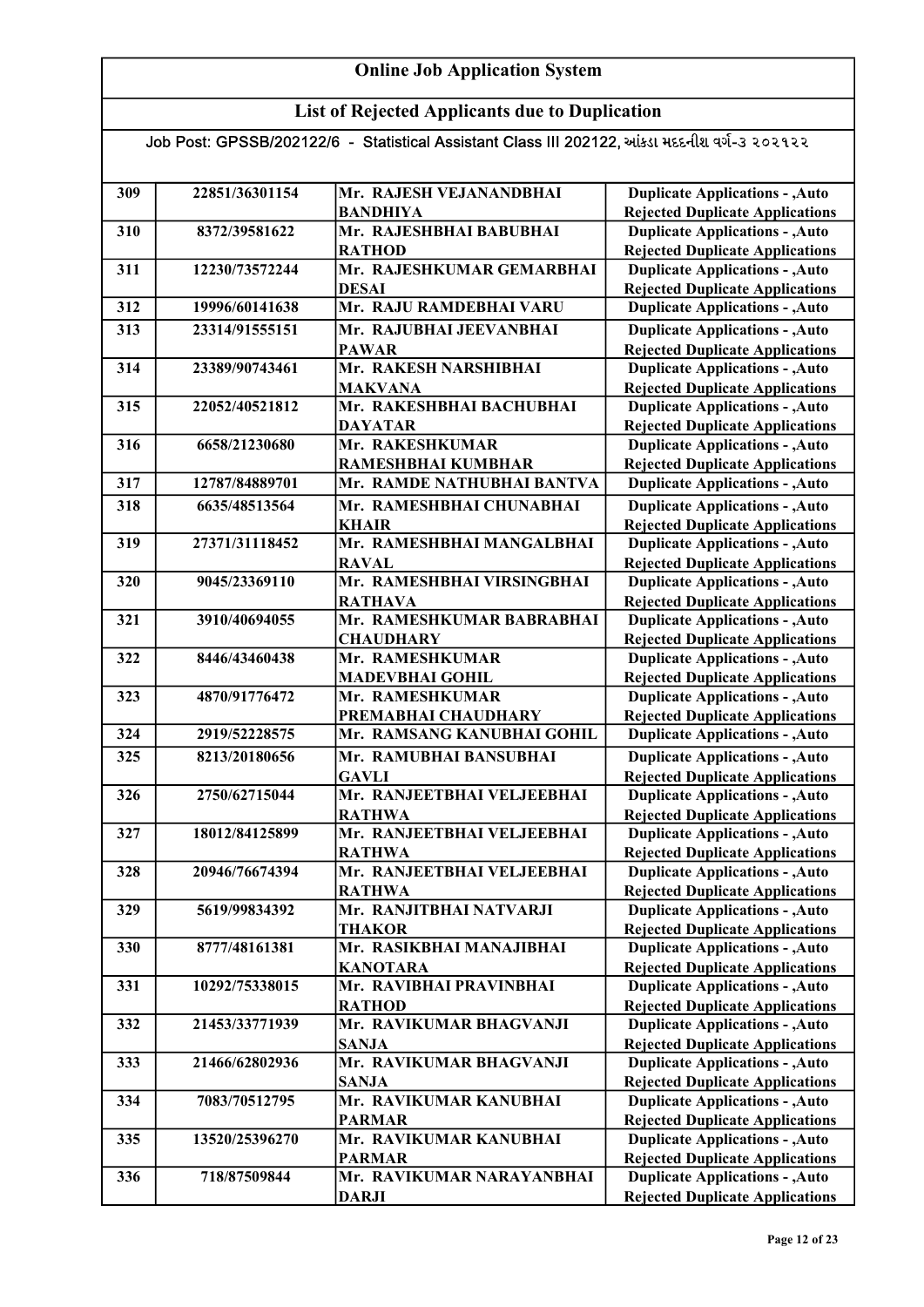# Online Job Application System

## List of Rejected Applicants due to Duplication

Job Post: GPSSB/202122/6 - Statistical Assistant Class III 202122, આંકડા મદદનીશ વર્ગ-૩ ૨૦૨૧૨૨

| | | | |
|---|---|---|---|
| 309 | 22851/36301154 | Mr. RAJESH VEJANANDBHAI BANDHIYA | Duplicate Applications - ,Auto Rejected Duplicate Applications |
| 310 | 8372/39581622 | Mr. RAJESHBHAI BABUBHAI RATHOD | Duplicate Applications - ,Auto Rejected Duplicate Applications |
| 311 | 12230/73572244 | Mr. RAJESHKUMAR GEMARBHAI DESAI | Duplicate Applications - ,Auto Rejected Duplicate Applications |
| 312 | 19996/60141638 | Mr. RAJU RAMDEBHAI VARU | Duplicate Applications - ,Auto |
| 313 | 23314/91555151 | Mr. RAJUBHAI JEEVANBHAI PAWAR | Duplicate Applications - ,Auto Rejected Duplicate Applications |
| 314 | 23389/90743461 | Mr. RAKESH NARSHIBHAI MAKVANA | Duplicate Applications - ,Auto Rejected Duplicate Applications |
| 315 | 22052/40521812 | Mr. RAKESHBHAI BACHUBHAI DAYATAR | Duplicate Applications - ,Auto Rejected Duplicate Applications |
| 316 | 6658/21230680 | Mr. RAKESHKUMAR RAMESHBHAI KUMBHAR | Duplicate Applications - ,Auto Rejected Duplicate Applications |
| 317 | 12787/84889701 | Mr. RAMDE NATHUBHAI BANTVA | Duplicate Applications - ,Auto |
| 318 | 6635/48513564 | Mr. RAMESHBHAI CHUNABHAI KHAIR | Duplicate Applications - ,Auto Rejected Duplicate Applications |
| 319 | 27371/31118452 | Mr. RAMESHBHAI MANGALBHAI RAVAL | Duplicate Applications - ,Auto Rejected Duplicate Applications |
| 320 | 9045/23369110 | Mr. RAMESHBHAI VIRSINGBHAI RATHAVA | Duplicate Applications - ,Auto Rejected Duplicate Applications |
| 321 | 3910/40694055 | Mr. RAMESHKUMAR BABRABHAI CHAUDHARY | Duplicate Applications - ,Auto Rejected Duplicate Applications |
| 322 | 8446/43460438 | Mr. RAMESHKUMAR MADEVBHAI GOHIL | Duplicate Applications - ,Auto Rejected Duplicate Applications |
| 323 | 4870/91776472 | Mr. RAMESHKUMAR PREMABHAI CHAUDHARY | Duplicate Applications - ,Auto Rejected Duplicate Applications |
| 324 | 2919/52228575 | Mr. RAMSANG KANUBHAI GOHIL | Duplicate Applications - ,Auto |
| 325 | 8213/20180656 | Mr. RAMUBHAI BANSUBHAI GAVLI | Duplicate Applications - ,Auto Rejected Duplicate Applications |
| 326 | 2750/62715044 | Mr. RANJEETBHAI VELJEEBHAI RATHWA | Duplicate Applications - ,Auto Rejected Duplicate Applications |
| 327 | 18012/84125899 | Mr. RANJEETBHAI VELJEEBHAI RATHWA | Duplicate Applications - ,Auto Rejected Duplicate Applications |
| 328 | 20946/76674394 | Mr. RANJEETBHAI VELJEEBHAI RATHWA | Duplicate Applications - ,Auto Rejected Duplicate Applications |
| 329 | 5619/99834392 | Mr. RANJITBHAI NATVARJI THAKOR | Duplicate Applications - ,Auto Rejected Duplicate Applications |
| 330 | 8777/48161381 | Mr. RASIKBHAI MANAJIBHAI KANOTARA | Duplicate Applications - ,Auto Rejected Duplicate Applications |
| 331 | 10292/75338015 | Mr. RAVIBHAI PRAVINBHAI RATHOD | Duplicate Applications - ,Auto Rejected Duplicate Applications |
| 332 | 21453/33771939 | Mr. RAVIKUMAR BHAGVANJI SANJA | Duplicate Applications - ,Auto Rejected Duplicate Applications |
| 333 | 21466/62802936 | Mr. RAVIKUMAR BHAGVANJI SANJA | Duplicate Applications - ,Auto Rejected Duplicate Applications |
| 334 | 7083/70512795 | Mr. RAVIKUMAR KANUBHAI PARMAR | Duplicate Applications - ,Auto Rejected Duplicate Applications |
| 335 | 13520/25396270 | Mr. RAVIKUMAR KANUBHAI PARMAR | Duplicate Applications - ,Auto Rejected Duplicate Applications |
| 336 | 718/87509844 | Mr. RAVIKUMAR NARAYANBHAI DARJI | Duplicate Applications - ,Auto Rejected Duplicate Applications |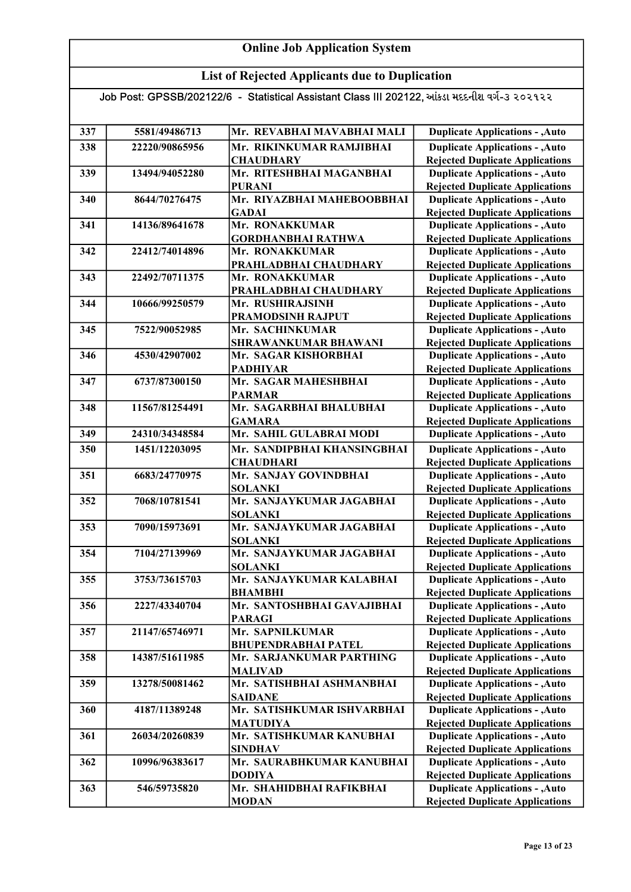# Online Job Application System

## List of Rejected Applicants due to Duplication

Job Post: GPSSB/202122/6 - Statistical Assistant Class III 202122, આંકડા મદદનીશ વર્ગ-૩ ૨૦૨૧૨૨

| | | | |
|---|---|---|---|
| 337 | 5581/49486713 | Mr. REVABHAI MAVABHAI MALI | Duplicate Applications - ,Auto |
| 338 | 22220/90865956 | Mr. RIKINKUMAR RAMJIBHAI CHAUDHARY | Duplicate Applications - ,Auto Rejected Duplicate Applications |
| 339 | 13494/94052280 | Mr. RITESHBHAI MAGANBHAI PURANI | Duplicate Applications - ,Auto Rejected Duplicate Applications |
| 340 | 8644/70276475 | Mr. RIYAZBHAI MAHEBOOBBHAI GADAI | Duplicate Applications - ,Auto Rejected Duplicate Applications |
| 341 | 14136/89641678 | Mr. RONAKKUMAR GORDHANBHAI RATHWA | Duplicate Applications - ,Auto Rejected Duplicate Applications |
| 342 | 22412/74014896 | Mr. RONAKKUMAR PRAHLADBHAI CHAUDHARY | Duplicate Applications - ,Auto Rejected Duplicate Applications |
| 343 | 22492/70711375 | Mr. RONAKKUMAR PRAHLADBHAI CHAUDHARY | Duplicate Applications - ,Auto Rejected Duplicate Applications |
| 344 | 10666/99250579 | Mr. RUSHIRAJSINH PRAMODSINH RAJPUT | Duplicate Applications - ,Auto Rejected Duplicate Applications |
| 345 | 7522/90052985 | Mr. SACHINKUMAR SHRAWANKUMAR BHAWANI | Duplicate Applications - ,Auto Rejected Duplicate Applications |
| 346 | 4530/42907002 | Mr. SAGAR KISHORBHAI PADHIYAR | Duplicate Applications - ,Auto Rejected Duplicate Applications |
| 347 | 6737/87300150 | Mr. SAGAR MAHESHBHAI PARMAR | Duplicate Applications - ,Auto Rejected Duplicate Applications |
| 348 | 11567/81254491 | Mr. SAGARBHAI BHALUBHAI GAMARA | Duplicate Applications - ,Auto Rejected Duplicate Applications |
| 349 | 24310/34348584 | Mr. SAHIL GULABRAI MODI | Duplicate Applications - ,Auto |
| 350 | 1451/12203095 | Mr. SANDIPBHAI KHANSINGBHAI CHAUDHARI | Duplicate Applications - ,Auto Rejected Duplicate Applications |
| 351 | 6683/24770975 | Mr. SANJAY GOVINDBHAI SOLANKI | Duplicate Applications - ,Auto Rejected Duplicate Applications |
| 352 | 7068/10781541 | Mr. SANJAYKUMAR JAGABHAI SOLANKI | Duplicate Applications - ,Auto Rejected Duplicate Applications |
| 353 | 7090/15973691 | Mr. SANJAYKUMAR JAGABHAI SOLANKI | Duplicate Applications - ,Auto Rejected Duplicate Applications |
| 354 | 7104/27139969 | Mr. SANJAYKUMAR JAGABHAI SOLANKI | Duplicate Applications - ,Auto Rejected Duplicate Applications |
| 355 | 3753/73615703 | Mr. SANJAYKUMAR KALABHAI BHAMBHI | Duplicate Applications - ,Auto Rejected Duplicate Applications |
| 356 | 2227/43340704 | Mr. SANTOSHBHAI GAVAJIBHAI PARAGI | Duplicate Applications - ,Auto Rejected Duplicate Applications |
| 357 | 21147/65746971 | Mr. SAPNILKUMAR BHUPENDRABHAI PATEL | Duplicate Applications - ,Auto Rejected Duplicate Applications |
| 358 | 14387/51611985 | Mr. SARJANKUMAR PARTHING MALIVAD | Duplicate Applications - ,Auto Rejected Duplicate Applications |
| 359 | 13278/50081462 | Mr. SATISHBHAI ASHMANBHAI SAIDANE | Duplicate Applications - ,Auto Rejected Duplicate Applications |
| 360 | 4187/11389248 | Mr. SATISHKUMAR ISHVARBHAI MATUDIYA | Duplicate Applications - ,Auto Rejected Duplicate Applications |
| 361 | 26034/20260839 | Mr. SATISHKUMAR KANUBHAI SINDHAV | Duplicate Applications - ,Auto Rejected Duplicate Applications |
| 362 | 10996/96383617 | Mr. SAURABHKUMAR KANUBHAI DODIYA | Duplicate Applications - ,Auto Rejected Duplicate Applications |
| 363 | 546/59735820 | Mr. SHAHIDBHAI RAFIKBHAI MODAN | Duplicate Applications - ,Auto Rejected Duplicate Applications |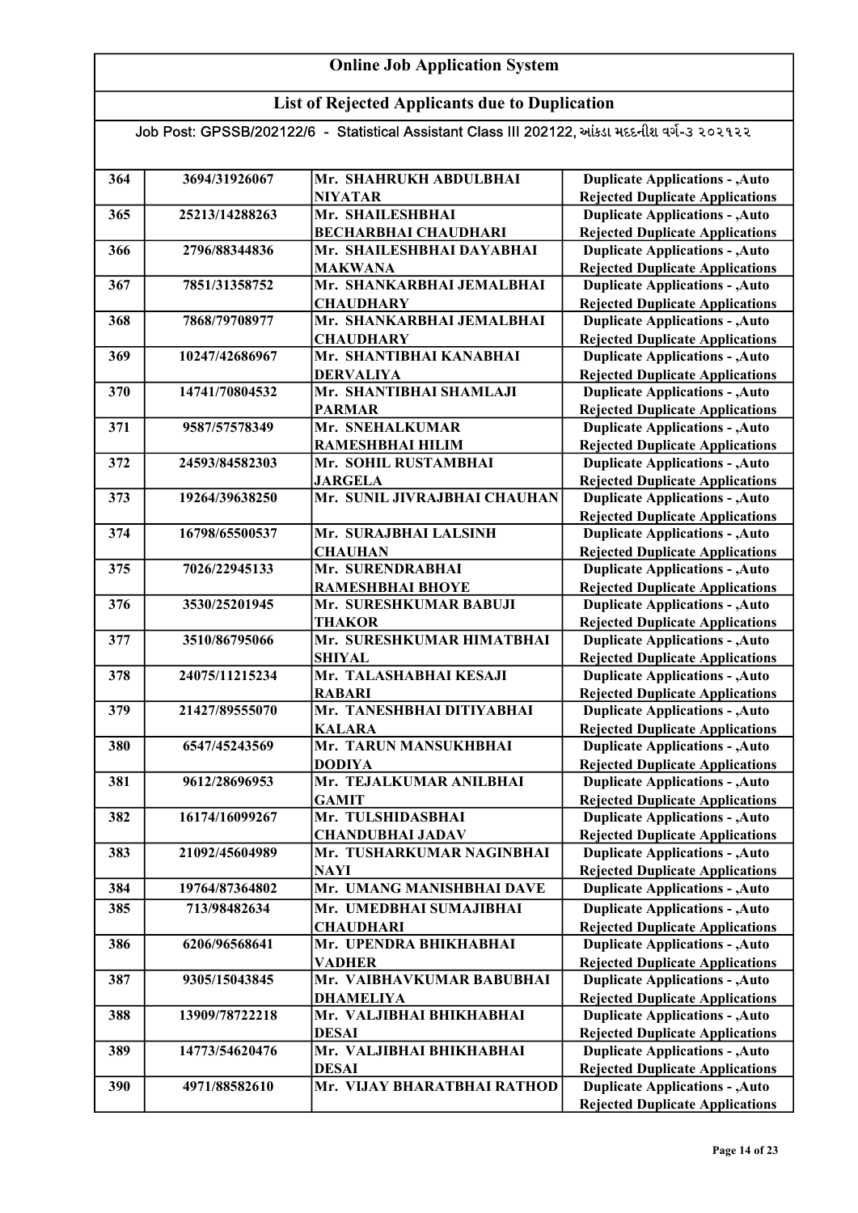# Online Job Application System

## List of Rejected Applicants due to Duplication

Job Post: GPSSB/202122/6 - Statistical Assistant Class III 202122, આંકડા મદદનીશ વર્ગ-૩ ૨૦૨૧૨૨

| | | | |
|---|---|---|---|
| 364 | 3694/31926067 | Mr. SHAHRUKH ABDULBHAI NIYATAR | Duplicate Applications - ,Auto Rejected Duplicate Applications |
| 365 | 25213/14288263 | Mr. SHAILESHBHAI BECHARBHAI CHAUDHARI | Duplicate Applications - ,Auto Rejected Duplicate Applications |
| 366 | 2796/88344836 | Mr. SHAILESHBHAI DAYABHAI MAKWANA | Duplicate Applications - ,Auto Rejected Duplicate Applications |
| 367 | 7851/31358752 | Mr. SHANKARBHAI JEMALBHAI CHAUDHARY | Duplicate Applications - ,Auto Rejected Duplicate Applications |
| 368 | 7868/79708977 | Mr. SHANKARBHAI JEMALBHAI CHAUDHARY | Duplicate Applications - ,Auto Rejected Duplicate Applications |
| 369 | 10247/42686967 | Mr. SHANTIBHAI KANABHAI DERVALIYA | Duplicate Applications - ,Auto Rejected Duplicate Applications |
| 370 | 14741/70804532 | Mr. SHANTIBHAI SHAMLAJI PARMAR | Duplicate Applications - ,Auto Rejected Duplicate Applications |
| 371 | 9587/57578349 | Mr. SNEHALKUMAR RAMESHBHAI HILIM | Duplicate Applications - ,Auto Rejected Duplicate Applications |
| 372 | 24593/84582303 | Mr. SOHIL RUSTAMBHAI JARGELA | Duplicate Applications - ,Auto Rejected Duplicate Applications |
| 373 | 19264/39638250 | Mr. SUNIL JIVRAJBHAI CHAUHAN | Duplicate Applications - ,Auto Rejected Duplicate Applications |
| 374 | 16798/65500537 | Mr. SURAJBHAI LALSINH CHAUHAN | Duplicate Applications - ,Auto Rejected Duplicate Applications |
| 375 | 7026/22945133 | Mr. SURENDRABHAI RAMESHBHAI BHOYE | Duplicate Applications - ,Auto Rejected Duplicate Applications |
| 376 | 3530/25201945 | Mr. SURESHKUMAR BABUJI THAKOR | Duplicate Applications - ,Auto Rejected Duplicate Applications |
| 377 | 3510/86795066 | Mr. SURESHKUMAR HIMATBHAI SHIYAL | Duplicate Applications - ,Auto Rejected Duplicate Applications |
| 378 | 24075/11215234 | Mr. TALASHABHAI KESAJI RABARI | Duplicate Applications - ,Auto Rejected Duplicate Applications |
| 379 | 21427/89555070 | Mr. TANESHBHAI DITIYABHAI KALARA | Duplicate Applications - ,Auto Rejected Duplicate Applications |
| 380 | 6547/45243569 | Mr. TARUN MANSUKHBHAI DODIYA | Duplicate Applications - ,Auto Rejected Duplicate Applications |
| 381 | 9612/28696953 | Mr. TEJALKUMAR ANILBHAI GAMIT | Duplicate Applications - ,Auto Rejected Duplicate Applications |
| 382 | 16174/16099267 | Mr. TULSHIDASBHAI CHANDUBHAI JADAV | Duplicate Applications - ,Auto Rejected Duplicate Applications |
| 383 | 21092/45604989 | Mr. TUSHARKUMAR NAGINBHAI NAYI | Duplicate Applications - ,Auto Rejected Duplicate Applications |
| 384 | 19764/87364802 | Mr. UMANG MANISHBHAI DAVE | Duplicate Applications - ,Auto |
| 385 | 713/98482634 | Mr. UMEDBHAI SUMAJIBHAI CHAUDHARI | Duplicate Applications - ,Auto Rejected Duplicate Applications |
| 386 | 6206/96568641 | Mr. UPENDRA BHIKHABHAI VADHER | Duplicate Applications - ,Auto Rejected Duplicate Applications |
| 387 | 9305/15043845 | Mr. VAIBHAVKUMAR BABUBHAI DHAMELIYA | Duplicate Applications - ,Auto Rejected Duplicate Applications |
| 388 | 13909/78722218 | Mr. VALJIBHAI BHIKHABHAI DESAI | Duplicate Applications - ,Auto Rejected Duplicate Applications |
| 389 | 14773/54620476 | Mr. VALJIBHAI BHIKHABHAI DESAI | Duplicate Applications - ,Auto Rejected Duplicate Applications |
| 390 | 4971/88582610 | Mr. VIJAY BHARATBHAI RATHOD | Duplicate Applications - ,Auto Rejected Duplicate Applications |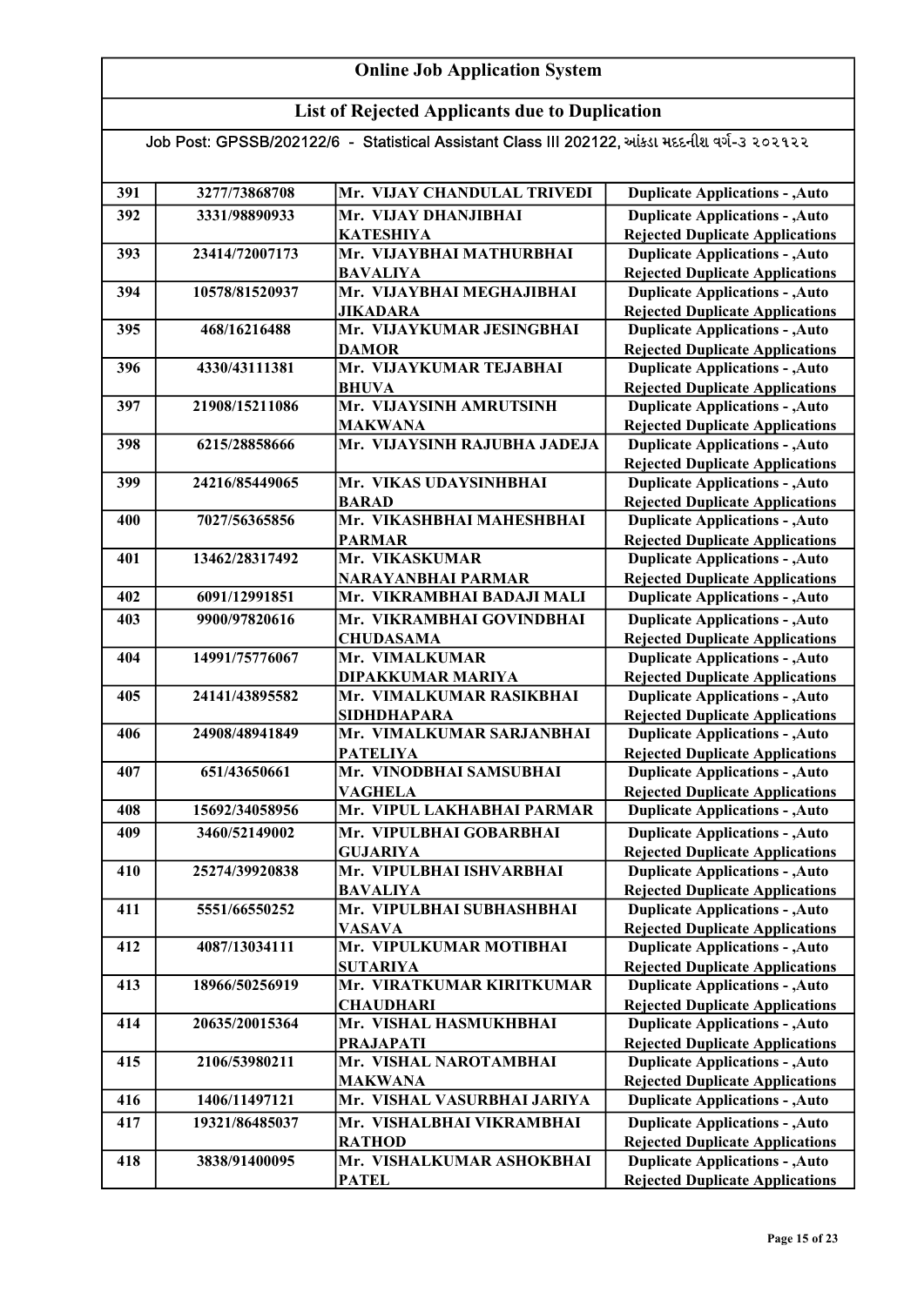# Online Job Application System

## List of Rejected Applicants due to Duplication

Job Post: GPSSB/202122/6 - Statistical Assistant Class III 202122, આંકડા મદદનીશ વર્ગ-૩ ૨૦૨૧૨૨

| | | | |
|---|---|---|---|
| 391 | 3277/73868708 | Mr. VIJAY CHANDULAL TRIVEDI | Duplicate Applications - ,Auto |
| 392 | 3331/98890933 | Mr. VIJAY DHANJIBHAI KATESHIYA | Duplicate Applications - ,Auto Rejected Duplicate Applications |
| 393 | 23414/72007173 | Mr. VIJAYBHAI MATHURBHAI BAVALIYA | Duplicate Applications - ,Auto Rejected Duplicate Applications |
| 394 | 10578/81520937 | Mr. VIJAYBHAI MEGHAJIBHAI JIKADARA | Duplicate Applications - ,Auto Rejected Duplicate Applications |
| 395 | 468/16216488 | Mr. VIJAYKUMAR JESINGBHAI DAMOR | Duplicate Applications - ,Auto Rejected Duplicate Applications |
| 396 | 4330/43111381 | Mr. VIJAYKUMAR TEJABHAI BHUVA | Duplicate Applications - ,Auto Rejected Duplicate Applications |
| 397 | 21908/15211086 | Mr. VIJAYSINH AMRUTSINH MAKWANA | Duplicate Applications - ,Auto Rejected Duplicate Applications |
| 398 | 6215/28858666 | Mr. VIJAYSINH RAJUBHA JADEJA | Duplicate Applications - ,Auto Rejected Duplicate Applications |
| 399 | 24216/85449065 | Mr. VIKAS UDAYSINHBHAI BARAD | Duplicate Applications - ,Auto Rejected Duplicate Applications |
| 400 | 7027/56365856 | Mr. VIKASHBHAI MAHESHBHAI PARMAR | Duplicate Applications - ,Auto Rejected Duplicate Applications |
| 401 | 13462/28317492 | Mr. VIKASKUMAR NARAYANBHAI PARMAR | Duplicate Applications - ,Auto Rejected Duplicate Applications |
| 402 | 6091/12991851 | Mr. VIKRAMBHAI BADAJI MALI | Duplicate Applications - ,Auto |
| 403 | 9900/97820616 | Mr. VIKRAMBHAI GOVINDBHAI CHUDASAMA | Duplicate Applications - ,Auto Rejected Duplicate Applications |
| 404 | 14991/75776067 | Mr. VIMALKUMAR DIPAKKUMAR MARIYA | Duplicate Applications - ,Auto Rejected Duplicate Applications |
| 405 | 24141/43895582 | Mr. VIMALKUMAR RASIKBHAI SIDHDHAPARA | Duplicate Applications - ,Auto Rejected Duplicate Applications |
| 406 | 24908/48941849 | Mr. VIMALKUMAR SARJANBHAI PATELIYA | Duplicate Applications - ,Auto Rejected Duplicate Applications |
| 407 | 651/43650661 | Mr. VINODBHAI SAMSUBHAI VAGHELA | Duplicate Applications - ,Auto Rejected Duplicate Applications |
| 408 | 15692/34058956 | Mr. VIPUL LAKHABHAI PARMAR | Duplicate Applications - ,Auto |
| 409 | 3460/52149002 | Mr. VIPULBHAI GOBARBHAI GUJARIYA | Duplicate Applications - ,Auto Rejected Duplicate Applications |
| 410 | 25274/39920838 | Mr. VIPULBHAI ISHVARBHAI BAVALIYA | Duplicate Applications - ,Auto Rejected Duplicate Applications |
| 411 | 5551/66550252 | Mr. VIPULBHAI SUBHASHBHAI VASAVA | Duplicate Applications - ,Auto Rejected Duplicate Applications |
| 412 | 4087/13034111 | Mr. VIPULKUMAR MOTIBHAI SUTARIYA | Duplicate Applications - ,Auto Rejected Duplicate Applications |
| 413 | 18966/50256919 | Mr. VIRATKUMAR KIRITKUMAR CHAUDHARI | Duplicate Applications - ,Auto Rejected Duplicate Applications |
| 414 | 20635/20015364 | Mr. VISHAL HASMUKHBHAI PRAJAPATI | Duplicate Applications - ,Auto Rejected Duplicate Applications |
| 415 | 2106/53980211 | Mr. VISHAL NAROTAMBHAI MAKWANA | Duplicate Applications - ,Auto Rejected Duplicate Applications |
| 416 | 1406/11497121 | Mr. VISHAL VASURBHAI JARIYA | Duplicate Applications - ,Auto |
| 417 | 19321/86485037 | Mr. VISHALBHAI VIKRAMBHAI RATHOD | Duplicate Applications - ,Auto Rejected Duplicate Applications |
| 418 | 3838/91400095 | Mr. VISHALKUMAR ASHOKBHAI PATEL | Duplicate Applications - ,Auto Rejected Duplicate Applications |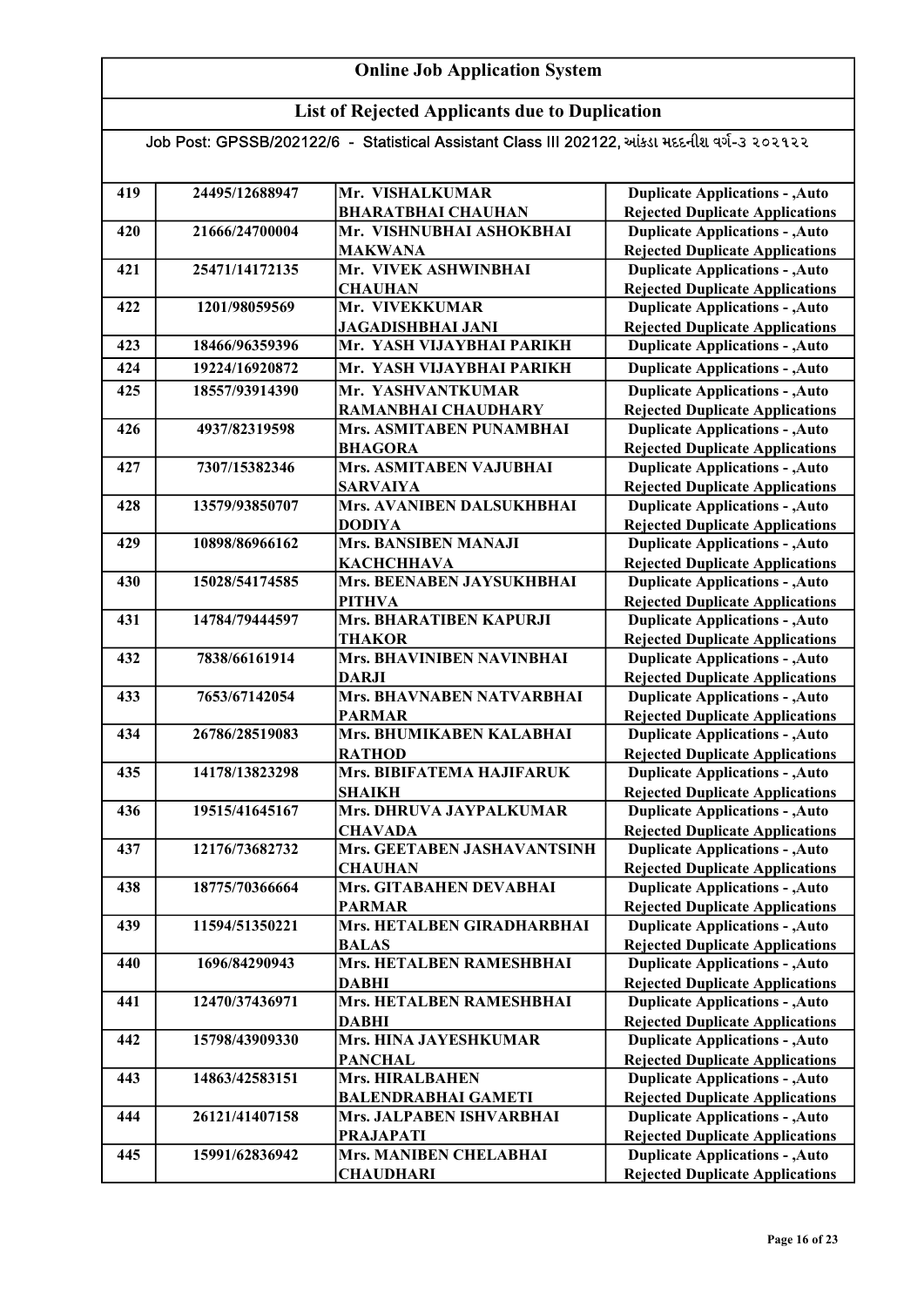# Online Job Application System

## List of Rejected Applicants due to Duplication

Job Post: GPSSB/202122/6 - Statistical Assistant Class III 202122, આંકડા મદદનીશ વર્ગ-૩ ૨૦૨૧૨૨

| | | | |
|---|---|---|---|
| 419 | 24495/12688947 | Mr. VISHALKUMAR BHARATBHAI CHAUHAN | Duplicate Applications - ,Auto Rejected Duplicate Applications |
| 420 | 21666/24700004 | Mr. VISHNUBHAI ASHOKBHAI MAKWANA | Duplicate Applications - ,Auto Rejected Duplicate Applications |
| 421 | 25471/14172135 | Mr. VIVEK ASHWINBHAI CHAUHAN | Duplicate Applications - ,Auto Rejected Duplicate Applications |
| 422 | 1201/98059569 | Mr. VIVEKKUMAR JAGADISHBHAI JANI | Duplicate Applications - ,Auto Rejected Duplicate Applications |
| 423 | 18466/96359396 | Mr. YASH VIJAYBHAI PARIKH | Duplicate Applications - ,Auto |
| 424 | 19224/16920872 | Mr. YASH VIJAYBHAI PARIKH | Duplicate Applications - ,Auto |
| 425 | 18557/93914390 | Mr. YASHVANTKUMAR RAMANBHAI CHAUDHARY | Duplicate Applications - ,Auto Rejected Duplicate Applications |
| 426 | 4937/82319598 | Mrs. ASMITABEN PUNAMBHAI BHAGORA | Duplicate Applications - ,Auto Rejected Duplicate Applications |
| 427 | 7307/15382346 | Mrs. ASMITABEN VAJUBHAI SARVAIYA | Duplicate Applications - ,Auto Rejected Duplicate Applications |
| 428 | 13579/93850707 | Mrs. AVANIBEN DALSUKHBHAI DODIYA | Duplicate Applications - ,Auto Rejected Duplicate Applications |
| 429 | 10898/86966162 | Mrs. BANSIBEN MANAJI KACHCHHAVA | Duplicate Applications - ,Auto Rejected Duplicate Applications |
| 430 | 15028/54174585 | Mrs. BEENABEN JAYSUKHBHAI PITHVA | Duplicate Applications - ,Auto Rejected Duplicate Applications |
| 431 | 14784/79444597 | Mrs. BHARATIBEN KAPURJI THAKOR | Duplicate Applications - ,Auto Rejected Duplicate Applications |
| 432 | 7838/66161914 | Mrs. BHAVINIBEN NAVINBHAI DARJI | Duplicate Applications - ,Auto Rejected Duplicate Applications |
| 433 | 7653/67142054 | Mrs. BHAVNABEN NATVARBHAI PARMAR | Duplicate Applications - ,Auto Rejected Duplicate Applications |
| 434 | 26786/28519083 | Mrs. BHUMIKABEN KALABHAI RATHOD | Duplicate Applications - ,Auto Rejected Duplicate Applications |
| 435 | 14178/13823298 | Mrs. BIBIFATEMA HAJIFARUK SHAIKH | Duplicate Applications - ,Auto Rejected Duplicate Applications |
| 436 | 19515/41645167 | Mrs. DHRUVA JAYPALKUMAR CHAVADA | Duplicate Applications - ,Auto Rejected Duplicate Applications |
| 437 | 12176/73682732 | Mrs. GEETABEN JASHAVANTSINH CHAUHAN | Duplicate Applications - ,Auto Rejected Duplicate Applications |
| 438 | 18775/70366664 | Mrs. GITABAHEN DEVABHAI PARMAR | Duplicate Applications - ,Auto Rejected Duplicate Applications |
| 439 | 11594/51350221 | Mrs. HETALBEN GIRADHARBHAI BALAS | Duplicate Applications - ,Auto Rejected Duplicate Applications |
| 440 | 1696/84290943 | Mrs. HETALBEN RAMESHBHAI DABHI | Duplicate Applications - ,Auto Rejected Duplicate Applications |
| 441 | 12470/37436971 | Mrs. HETALBEN RAMESHBHAI DABHI | Duplicate Applications - ,Auto Rejected Duplicate Applications |
| 442 | 15798/43909330 | Mrs. HINA JAYESHKUMAR PANCHAL | Duplicate Applications - ,Auto Rejected Duplicate Applications |
| 443 | 14863/42583151 | Mrs. HIRALBAHEN BALENDRABHAI GAMETI | Duplicate Applications - ,Auto Rejected Duplicate Applications |
| 444 | 26121/41407158 | Mrs. JALPABEN ISHVARBHAI PRAJAPATI | Duplicate Applications - ,Auto Rejected Duplicate Applications |
| 445 | 15991/62836942 | Mrs. MANIBEN CHELABHAI CHAUDHARI | Duplicate Applications - ,Auto Rejected Duplicate Applications |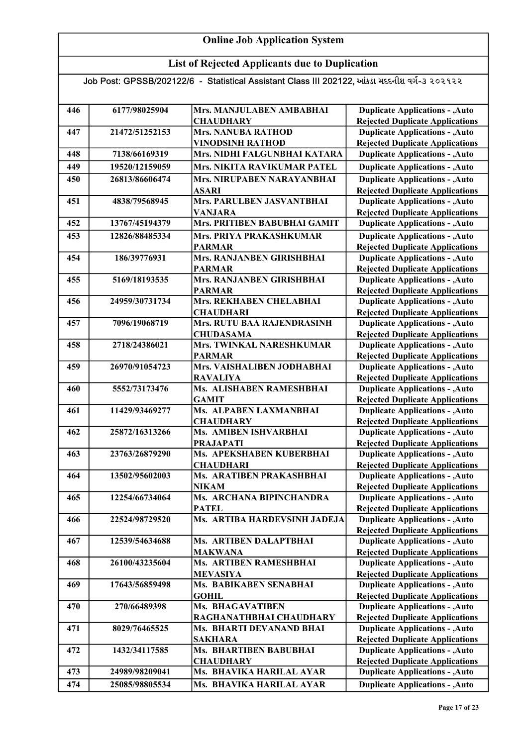# Online Job Application System

## List of Rejected Applicants due to Duplication

Job Post: GPSSB/202122/6 - Statistical Assistant Class III 202122, આંકડા મદદનીશ વર્ગ-૩ ૨૦૨૧૨૨

| | | | |
|---|---|---|---|
| 446 | 6177/98025904 | Mrs. MANJULABEN AMBABHAI CHAUDHARY | Duplicate Applications - ,Auto Rejected Duplicate Applications |
| 447 | 21472/51252153 | Mrs. NANUBA RATHOD VINODSINH RATHOD | Duplicate Applications - ,Auto Rejected Duplicate Applications |
| 448 | 7138/66169319 | Mrs. NIDHI FALGUNBHAI KATARA | Duplicate Applications - ,Auto |
| 449 | 19520/12159059 | Mrs. NIKITA RAVIKUMAR PATEL | Duplicate Applications - ,Auto |
| 450 | 26813/86606474 | Mrs. NIRUPABEN NARAYANBHAI ASARI | Duplicate Applications - ,Auto Rejected Duplicate Applications |
| 451 | 4838/79568945 | Mrs. PARULBEN JASVANTBHAI VANJARA | Duplicate Applications - ,Auto Rejected Duplicate Applications |
| 452 | 13767/45194379 | Mrs. PRITIBEN BABUBHAI GAMIT | Duplicate Applications - ,Auto |
| 453 | 12826/88485334 | Mrs. PRIYA PRAKASHKUMAR PARMAR | Duplicate Applications - ,Auto Rejected Duplicate Applications |
| 454 | 186/39776931 | Mrs. RANJANBEN GIRISHBHAI PARMAR | Duplicate Applications - ,Auto Rejected Duplicate Applications |
| 455 | 5169/18193535 | Mrs. RANJANBEN GIRISHBHAI PARMAR | Duplicate Applications - ,Auto Rejected Duplicate Applications |
| 456 | 24959/30731734 | Mrs. REKHABEN CHELABHAI CHAUDHARI | Duplicate Applications - ,Auto Rejected Duplicate Applications |
| 457 | 7096/19068719 | Mrs. RUTU BAA RAJENDRASINH CHUDASAMA | Duplicate Applications - ,Auto Rejected Duplicate Applications |
| 458 | 2718/24386021 | Mrs. TWINKAL NARESHKUMAR PARMAR | Duplicate Applications - ,Auto Rejected Duplicate Applications |
| 459 | 26970/91054723 | Mrs. VAISHALIBEN JODHABHAI RAVALIYA | Duplicate Applications - ,Auto Rejected Duplicate Applications |
| 460 | 5552/73173476 | Ms. ALISHABEN RAMESHBHAI GAMIT | Duplicate Applications - ,Auto Rejected Duplicate Applications |
| 461 | 11429/93469277 | Ms. ALPABEN LAXMANBHAI CHAUDHARY | Duplicate Applications - ,Auto Rejected Duplicate Applications |
| 462 | 25872/16313266 | Ms. AMIBEN ISHVARBHAI PRAJAPATI | Duplicate Applications - ,Auto Rejected Duplicate Applications |
| 463 | 23763/26879290 | Ms. APEKSHABEN KUBERBHAI CHAUDHARI | Duplicate Applications - ,Auto Rejected Duplicate Applications |
| 464 | 13502/95602003 | Ms. ARATIBEN PRAKASHBHAI NIKAM | Duplicate Applications - ,Auto Rejected Duplicate Applications |
| 465 | 12254/66734064 | Ms. ARCHANA BIPINCHANDRA PATEL | Duplicate Applications - ,Auto Rejected Duplicate Applications |
| 466 | 22524/98729520 | Ms. ARTIBA HARDEVSINH JADEJA | Duplicate Applications - ,Auto Rejected Duplicate Applications |
| 467 | 12539/54634688 | Ms. ARTIBEN DALAPTBHAI MAKWANA | Duplicate Applications - ,Auto Rejected Duplicate Applications |
| 468 | 26100/43235604 | Ms. ARTIBEN RAMESHBHAI MEVASIYA | Duplicate Applications - ,Auto Rejected Duplicate Applications |
| 469 | 17643/56859498 | Ms. BABIKABEN SENABHAI GOHIL | Duplicate Applications - ,Auto Rejected Duplicate Applications |
| 470 | 270/66489398 | Ms. BHAGAVATIBEN RAGHANATHBHAI CHAUDHARY | Duplicate Applications - ,Auto Rejected Duplicate Applications |
| 471 | 8029/76465525 | Ms. BHARTI DEVANAND BHAI SAKHARA | Duplicate Applications - ,Auto Rejected Duplicate Applications |
| 472 | 1432/34117585 | Ms. BHARTIBEN BABUBHAI CHAUDHARY | Duplicate Applications - ,Auto Rejected Duplicate Applications |
| 473 | 24989/98209041 | Ms. BHAVIKA HARILAL AYAR | Duplicate Applications - ,Auto |
| 474 | 25085/98805534 | Ms. BHAVIKA HARILAL AYAR | Duplicate Applications - ,Auto |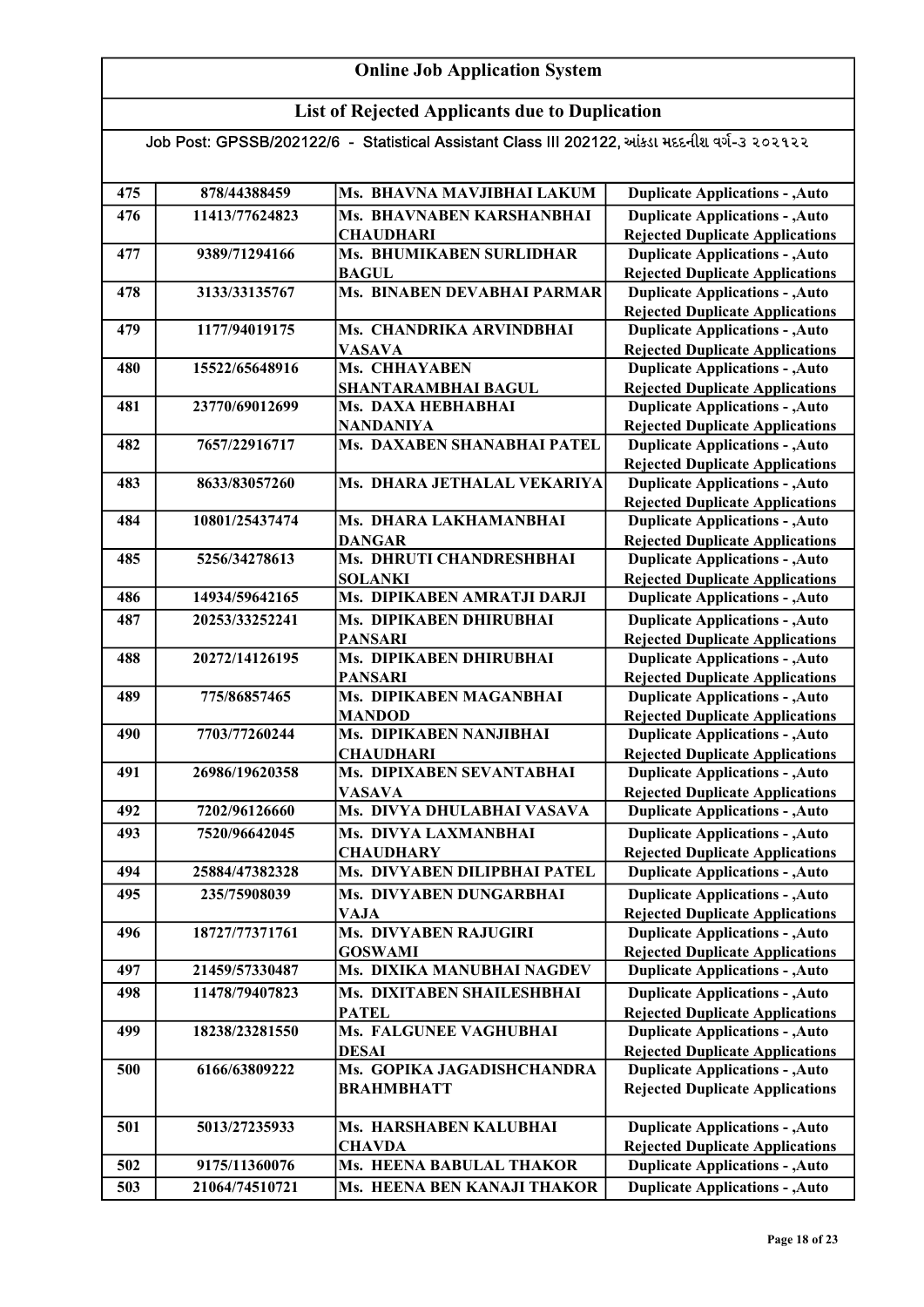# Online Job Application System

## List of Rejected Applicants due to Duplication

Job Post: GPSSB/202122/6 - Statistical Assistant Class III 202122, આંકડા મદદનીશ વર્ગ-૩ ૨૦૨૧૨૨

| | | | |
|---|---|---|---|
| 475 | 878/44388459 | Ms. BHAVNA MAVJIBHAI LAKUM | Duplicate Applications - ,Auto |
| 476 | 11413/77624823 | Ms. BHAVNABEN KARSHANBHAI CHAUDHARI | Duplicate Applications - ,Auto Rejected Duplicate Applications |
| 477 | 9389/71294166 | Ms. BHUMIKABEN SURLIDHAR BAGUL | Duplicate Applications - ,Auto Rejected Duplicate Applications |
| 478 | 3133/33135767 | Ms. BINABEN DEVABHAI PARMAR | Duplicate Applications - ,Auto Rejected Duplicate Applications |
| 479 | 1177/94019175 | Ms. CHANDRIKA ARVINDBHAI VASAVA | Duplicate Applications - ,Auto Rejected Duplicate Applications |
| 480 | 15522/65648916 | Ms. CHHAYABEN SHANTARAMBHAI BAGUL | Duplicate Applications - ,Auto Rejected Duplicate Applications |
| 481 | 23770/69012699 | Ms. DAXA HEBHABHAI NANDANIYA | Duplicate Applications - ,Auto Rejected Duplicate Applications |
| 482 | 7657/22916717 | Ms. DAXABEN SHANABHAI PATEL | Duplicate Applications - ,Auto Rejected Duplicate Applications |
| 483 | 8633/83057260 | Ms. DHARA JETHALAL VEKARIYA | Duplicate Applications - ,Auto Rejected Duplicate Applications |
| 484 | 10801/25437474 | Ms. DHARA LAKHAMANBHAI DANGAR | Duplicate Applications - ,Auto Rejected Duplicate Applications |
| 485 | 5256/34278613 | Ms. DHRUTI CHANDRESHBHAI SOLANKI | Duplicate Applications - ,Auto Rejected Duplicate Applications |
| 486 | 14934/59642165 | Ms. DIPIKABEN AMRATJI DARJI | Duplicate Applications - ,Auto |
| 487 | 20253/33252241 | Ms. DIPIKABEN DHIRUBHAI PANSARI | Duplicate Applications - ,Auto Rejected Duplicate Applications |
| 488 | 20272/14126195 | Ms. DIPIKABEN DHIRUBHAI PANSARI | Duplicate Applications - ,Auto Rejected Duplicate Applications |
| 489 | 775/86857465 | Ms. DIPIKABEN MAGANBHAI MANDOD | Duplicate Applications - ,Auto Rejected Duplicate Applications |
| 490 | 7703/77260244 | Ms. DIPIKABEN NANJIBHAI CHAUDHARI | Duplicate Applications - ,Auto Rejected Duplicate Applications |
| 491 | 26986/19620358 | Ms. DIPIXABEN SEVANTABHAI VASAVA | Duplicate Applications - ,Auto Rejected Duplicate Applications |
| 492 | 7202/96126660 | Ms. DIVYA DHULABHAI VASAVA | Duplicate Applications - ,Auto |
| 493 | 7520/96642045 | Ms. DIVYA LAXMANBHAI CHAUDHARY | Duplicate Applications - ,Auto Rejected Duplicate Applications |
| 494 | 25884/47382328 | Ms. DIVYABEN DILIPBHAI PATEL | Duplicate Applications - ,Auto |
| 495 | 235/75908039 | Ms. DIVYABEN DUNGARBHAI VAJA | Duplicate Applications - ,Auto Rejected Duplicate Applications |
| 496 | 18727/77371761 | Ms. DIVYABEN RAJUGIRI GOSWAMI | Duplicate Applications - ,Auto Rejected Duplicate Applications |
| 497 | 21459/57330487 | Ms. DIXIKA MANUBHAI NAGDEV | Duplicate Applications - ,Auto |
| 498 | 11478/79407823 | Ms. DIXITABEN SHAILESHBHAI PATEL | Duplicate Applications - ,Auto Rejected Duplicate Applications |
| 499 | 18238/23281550 | Ms. FALGUNEE VAGHUBHAI DESAI | Duplicate Applications - ,Auto Rejected Duplicate Applications |
| 500 | 6166/63809222 | Ms. GOPIKA JAGADISHCHANDRA BRAHMBHATT | Duplicate Applications - ,Auto Rejected Duplicate Applications |
| 501 | 5013/27235933 | Ms. HARSHABEN KALUBHAI CHAVDA | Duplicate Applications - ,Auto Rejected Duplicate Applications |
| 502 | 9175/11360076 | Ms. HEENA BABULAL THAKOR | Duplicate Applications - ,Auto |
| 503 | 21064/74510721 | Ms. HEENA BEN KANAJI THAKOR | Duplicate Applications - ,Auto |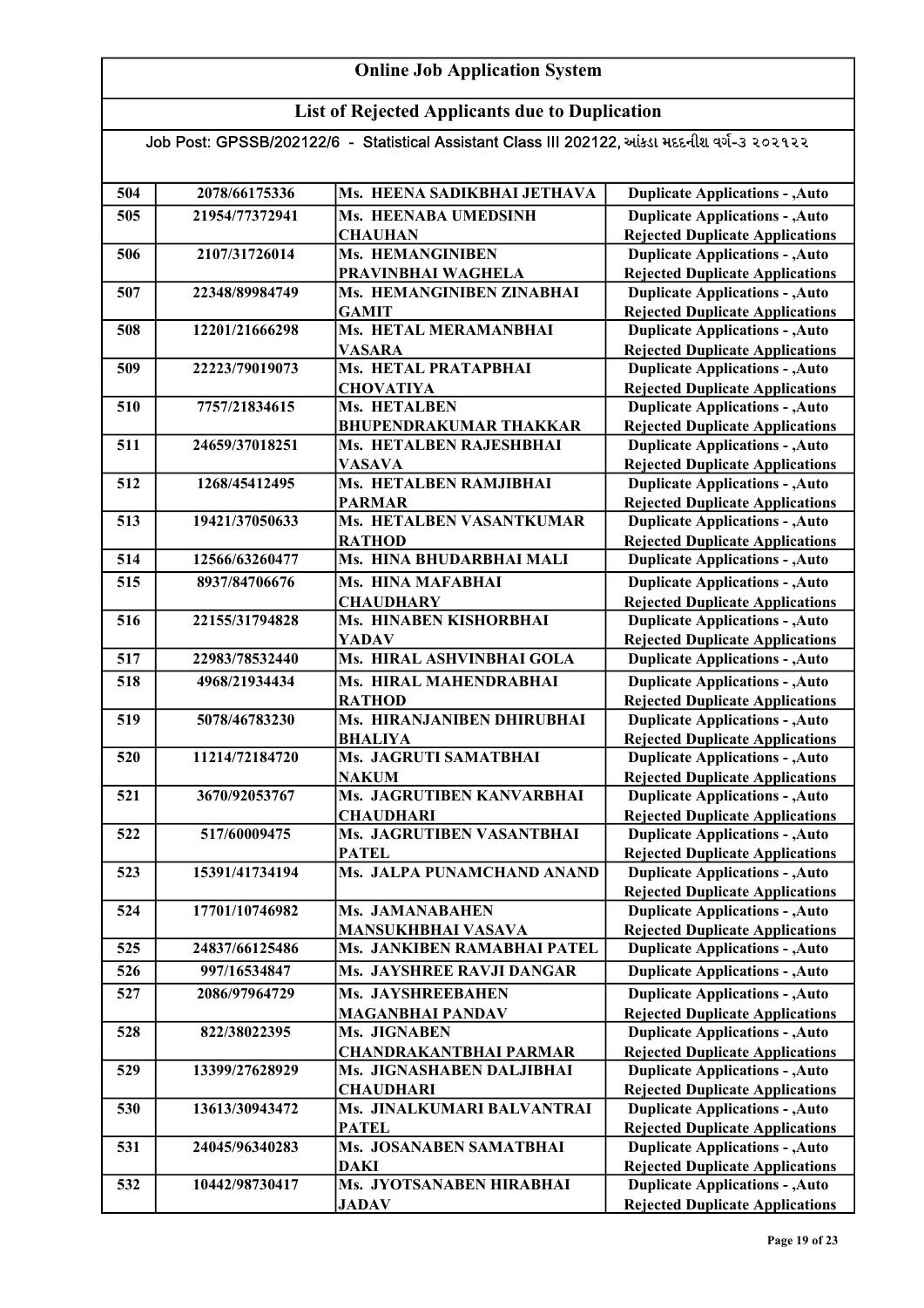# Online Job Application System

## List of Rejected Applicants due to Duplication

Job Post: GPSSB/202122/6 - Statistical Assistant Class III 202122, આંકડા મદદનીશ વર્ગ-૩ ૨૦૨૧૨૨

| | | | |
|---|---|---|---|
| 504 | 2078/66175336 | Ms. HEENA SADIKBHAI JETHAVA | Duplicate Applications - ,Auto |
| 505 | 21954/77372941 | Ms. HEENABA UMEDSINH CHAUHAN | Duplicate Applications - ,Auto Rejected Duplicate Applications |
| 506 | 2107/31726014 | Ms. HEMANGINIBEN PRAVINBHAI WAGHELA | Duplicate Applications - ,Auto Rejected Duplicate Applications |
| 507 | 22348/89984749 | Ms. HEMANGINIBEN ZINABHAI GAMIT | Duplicate Applications - ,Auto Rejected Duplicate Applications |
| 508 | 12201/21666298 | Ms. HETAL MERAMANBHAI VASARA | Duplicate Applications - ,Auto Rejected Duplicate Applications |
| 509 | 22223/79019073 | Ms. HETAL PRATAPBHAI CHOVATIYA | Duplicate Applications - ,Auto Rejected Duplicate Applications |
| 510 | 7757/21834615 | Ms. HETALBEN BHUPENDRAKUMAR THAKKAR | Duplicate Applications - ,Auto Rejected Duplicate Applications |
| 511 | 24659/37018251 | Ms. HETALBEN RAJESHBHAI VASAVA | Duplicate Applications - ,Auto Rejected Duplicate Applications |
| 512 | 1268/45412495 | Ms. HETALBEN RAMJIBHAI PARMAR | Duplicate Applications - ,Auto Rejected Duplicate Applications |
| 513 | 19421/37050633 | Ms. HETALBEN VASANTKUMAR RATHOD | Duplicate Applications - ,Auto Rejected Duplicate Applications |
| 514 | 12566/63260477 | Ms. HINA BHUDARBHAI MALI | Duplicate Applications - ,Auto |
| 515 | 8937/84706676 | Ms. HINA MAFABHAI CHAUDHARY | Duplicate Applications - ,Auto Rejected Duplicate Applications |
| 516 | 22155/31794828 | Ms. HINABEN KISHORBHAI YADAV | Duplicate Applications - ,Auto Rejected Duplicate Applications |
| 517 | 22983/78532440 | Ms. HIRAL ASHVINBHAI GOLA | Duplicate Applications - ,Auto |
| 518 | 4968/21934434 | Ms. HIRAL MAHENDRABHAI RATHOD | Duplicate Applications - ,Auto Rejected Duplicate Applications |
| 519 | 5078/46783230 | Ms. HIRANJANIBEN DHIRUBHAI BHALIYA | Duplicate Applications - ,Auto Rejected Duplicate Applications |
| 520 | 11214/72184720 | Ms. JAGRUTI SAMATBHAI NAKUM | Duplicate Applications - ,Auto Rejected Duplicate Applications |
| 521 | 3670/92053767 | Ms. JAGRUTIBEN KANVARBHAI CHAUDHARI | Duplicate Applications - ,Auto Rejected Duplicate Applications |
| 522 | 517/60009475 | Ms. JAGRUTIBEN VASANTBHAI PATEL | Duplicate Applications - ,Auto Rejected Duplicate Applications |
| 523 | 15391/41734194 | Ms. JALPA PUNAMCHAND ANAND | Duplicate Applications - ,Auto Rejected Duplicate Applications |
| 524 | 17701/10746982 | Ms. JAMANABAHEN MANSUKHBHAI VASAVA | Duplicate Applications - ,Auto Rejected Duplicate Applications |
| 525 | 24837/66125486 | Ms. JANKIBEN RAMABHAI PATEL | Duplicate Applications - ,Auto |
| 526 | 997/16534847 | Ms. JAYSHREE RAVJI DANGAR | Duplicate Applications - ,Auto |
| 527 | 2086/97964729 | Ms. JAYSHREEBAHEN MAGANBHAI PANDAV | Duplicate Applications - ,Auto Rejected Duplicate Applications |
| 528 | 822/38022395 | Ms. JIGNABEN CHANDRAKANTBHAI PARMAR | Duplicate Applications - ,Auto Rejected Duplicate Applications |
| 529 | 13399/27628929 | Ms. JIGNASHABEN DALJIBHAI CHAUDHARI | Duplicate Applications - ,Auto Rejected Duplicate Applications |
| 530 | 13613/30943472 | Ms. JINALKUMARI BALVANTRAI PATEL | Duplicate Applications - ,Auto Rejected Duplicate Applications |
| 531 | 24045/96340283 | Ms. JOSANABEN SAMATBHAI DAKI | Duplicate Applications - ,Auto Rejected Duplicate Applications |
| 532 | 10442/98730417 | Ms. JYOTSANABEN HIRABHAI JADAV | Duplicate Applications - ,Auto Rejected Duplicate Applications |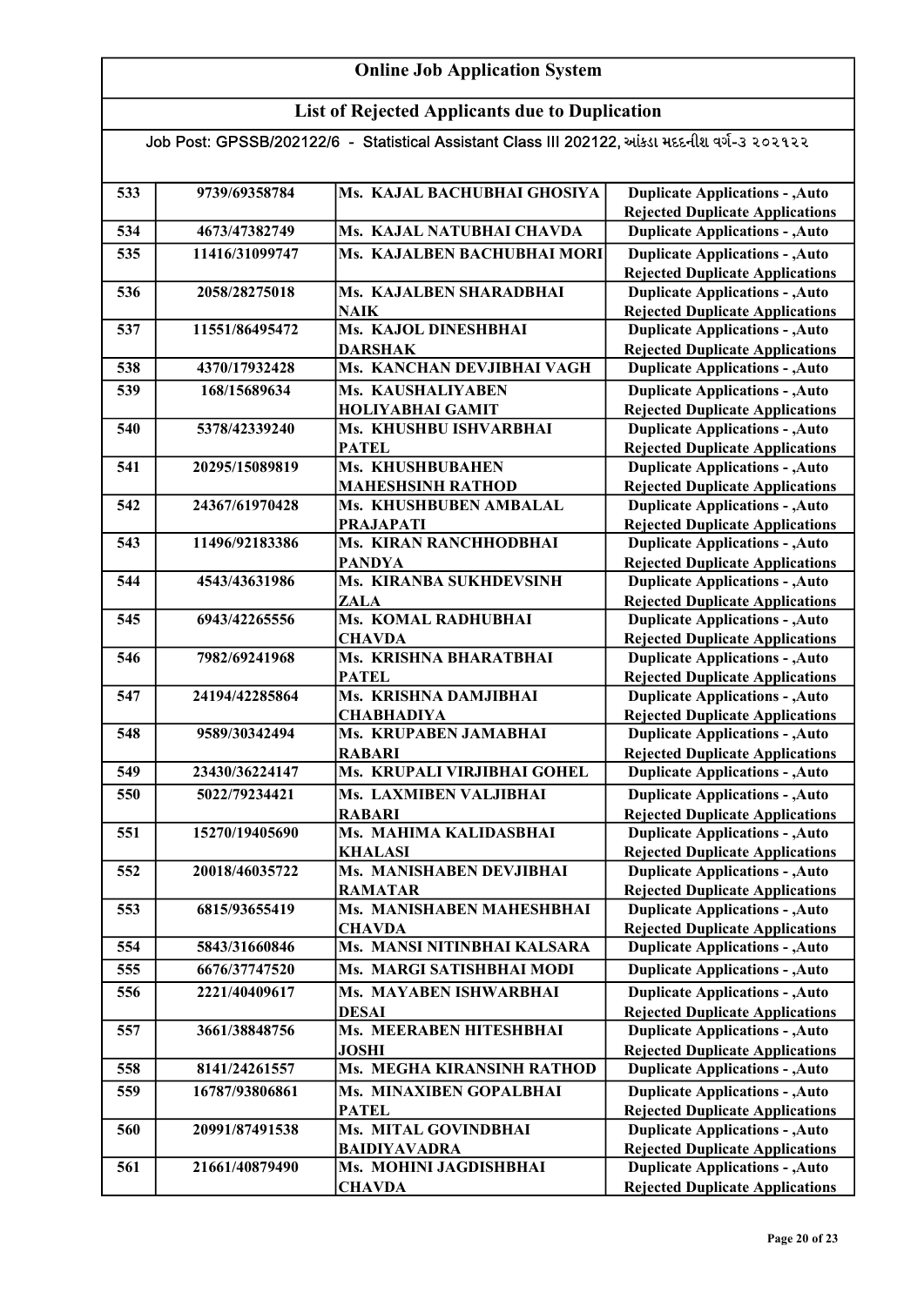# Online Job Application System

## List of Rejected Applicants due to Duplication

Job Post: GPSSB/202122/6 - Statistical Assistant Class III 202122, આંકડા મદદનીશ વર્ગ-૩ ૨૦૨૧૨૨

| | | | |
|---|---|---|---|
| 533 | 9739/69358784 | Ms. KAJAL BACHUBHAI GHOSIYA | Duplicate Applications - ,Auto Rejected Duplicate Applications |
| 534 | 4673/47382749 | Ms. KAJAL NATUBHAI CHAVDA | Duplicate Applications - ,Auto |
| 535 | 11416/31099747 | Ms. KAJALBEN BACHUBHAI MORI | Duplicate Applications - ,Auto Rejected Duplicate Applications |
| 536 | 2058/28275018 | Ms. KAJALBEN SHARADBHAI NAIK | Duplicate Applications - ,Auto Rejected Duplicate Applications |
| 537 | 11551/86495472 | Ms. KAJOL DINESHBHAI DARSHAK | Duplicate Applications - ,Auto Rejected Duplicate Applications |
| 538 | 4370/17932428 | Ms. KANCHAN DEVJIBHAI VAGH | Duplicate Applications - ,Auto |
| 539 | 168/15689634 | Ms. KAUSHALIYABEN HOLIYABHAI GAMIT | Duplicate Applications - ,Auto Rejected Duplicate Applications |
| 540 | 5378/42339240 | Ms. KHUSHBU ISHVARBHAI PATEL | Duplicate Applications - ,Auto Rejected Duplicate Applications |
| 541 | 20295/15089819 | Ms. KHUSHBUBAHEN MAHESHSINH RATHOD | Duplicate Applications - ,Auto Rejected Duplicate Applications |
| 542 | 24367/61970428 | Ms. KHUSHBUBEN AMBALAL PRAJAPATI | Duplicate Applications - ,Auto Rejected Duplicate Applications |
| 543 | 11496/92183386 | Ms. KIRAN RANCHHODBHAI PANDYA | Duplicate Applications - ,Auto Rejected Duplicate Applications |
| 544 | 4543/43631986 | Ms. KIRANBA SUKHDEVSINH ZALA | Duplicate Applications - ,Auto Rejected Duplicate Applications |
| 545 | 6943/42265556 | Ms. KOMAL RADHUBHAI CHAVDA | Duplicate Applications - ,Auto Rejected Duplicate Applications |
| 546 | 7982/69241968 | Ms. KRISHNA BHARATBHAI PATEL | Duplicate Applications - ,Auto Rejected Duplicate Applications |
| 547 | 24194/42285864 | Ms. KRISHNA DAMJIBHAI CHABHADIYA | Duplicate Applications - ,Auto Rejected Duplicate Applications |
| 548 | 9589/30342494 | Ms. KRUPABEN JAMABHAI RABARI | Duplicate Applications - ,Auto Rejected Duplicate Applications |
| 549 | 23430/36224147 | Ms. KRUPALI VIRJIBHAI GOHEL | Duplicate Applications - ,Auto |
| 550 | 5022/79234421 | Ms. LAXMIBEN VALJIBHAI RABARI | Duplicate Applications - ,Auto Rejected Duplicate Applications |
| 551 | 15270/19405690 | Ms. MAHIMA KALIDASBHAI KHALASI | Duplicate Applications - ,Auto Rejected Duplicate Applications |
| 552 | 20018/46035722 | Ms. MANISHABEN DEVJIBHAI RAMATAR | Duplicate Applications - ,Auto Rejected Duplicate Applications |
| 553 | 6815/93655419 | Ms. MANISHABEN MAHESHBHAI CHAVDA | Duplicate Applications - ,Auto Rejected Duplicate Applications |
| 554 | 5843/31660846 | Ms. MANSI NITINBHAI KALSARA | Duplicate Applications - ,Auto |
| 555 | 6676/37747520 | Ms. MARGI SATISHBHAI MODI | Duplicate Applications - ,Auto |
| 556 | 2221/40409617 | Ms. MAYABEN ISHWARBHAI DESAI | Duplicate Applications - ,Auto Rejected Duplicate Applications |
| 557 | 3661/38848756 | Ms. MEERABEN HITESHBHAI JOSHI | Duplicate Applications - ,Auto Rejected Duplicate Applications |
| 558 | 8141/24261557 | Ms. MEGHA KIRANSINH RATHOD | Duplicate Applications - ,Auto |
| 559 | 16787/93806861 | Ms. MINAXIBEN GOPALBHAI PATEL | Duplicate Applications - ,Auto Rejected Duplicate Applications |
| 560 | 20991/87491538 | Ms. MITAL GOVINDBHAI BAIDIYAVADRA | Duplicate Applications - ,Auto Rejected Duplicate Applications |
| 561 | 21661/40879490 | Ms. MOHINI JAGDISHBHAI CHAVDA | Duplicate Applications - ,Auto Rejected Duplicate Applications |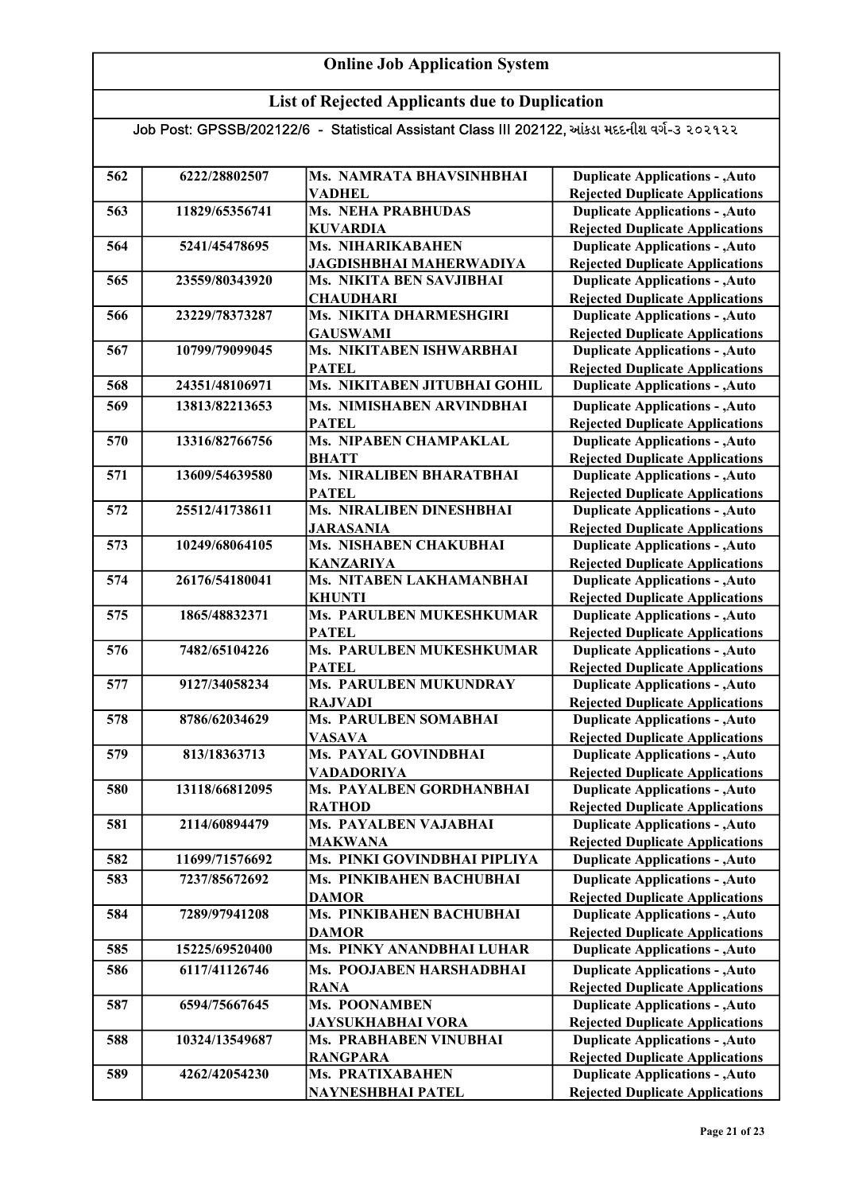# Online Job Application System

## List of Rejected Applicants due to Duplication

Job Post: GPSSB/202122/6 - Statistical Assistant Class III 202122, આંકડા મદદનીશ વર્ગ-૩ ૨૦૨૧૨૨

| | | | |
|---|---|---|---|
| 562 | 6222/28802507 | Ms. NAMRATA BHAVSINHBHAI VADHEL | Duplicate Applications - ,Auto Rejected Duplicate Applications |
| 563 | 11829/65356741 | Ms. NEHA PRABHUDAS KUVARDIA | Duplicate Applications - ,Auto Rejected Duplicate Applications |
| 564 | 5241/45478695 | Ms. NIHARIKABAHEN JAGDISHBHAI MAHERWADIYA | Duplicate Applications - ,Auto Rejected Duplicate Applications |
| 565 | 23559/80343920 | Ms. NIKITA BEN SAVJIBHAI CHAUDHARI | Duplicate Applications - ,Auto Rejected Duplicate Applications |
| 566 | 23229/78373287 | Ms. NIKITA DHARMESHGIRI GAUSWAMI | Duplicate Applications - ,Auto Rejected Duplicate Applications |
| 567 | 10799/79099045 | Ms. NIKITABEN ISHWARBHAI PATEL | Duplicate Applications - ,Auto Rejected Duplicate Applications |
| 568 | 24351/48106971 | Ms. NIKITABEN JITUBHAI GOHIL | Duplicate Applications - ,Auto |
| 569 | 13813/82213653 | Ms. NIMISHABEN ARVINDBHAI PATEL | Duplicate Applications - ,Auto Rejected Duplicate Applications |
| 570 | 13316/82766756 | Ms. NIPABEN CHAMPAKLAL BHATT | Duplicate Applications - ,Auto Rejected Duplicate Applications |
| 571 | 13609/54639580 | Ms. NIRALIBEN BHARATBHAI PATEL | Duplicate Applications - ,Auto Rejected Duplicate Applications |
| 572 | 25512/41738611 | Ms. NIRALIBEN DINESHBHAI JARASANIA | Duplicate Applications - ,Auto Rejected Duplicate Applications |
| 573 | 10249/68064105 | Ms. NISHABEN CHAKUBHAI KANZARIYA | Duplicate Applications - ,Auto Rejected Duplicate Applications |
| 574 | 26176/54180041 | Ms. NITABEN LAKHAMANBHAI KHUNTI | Duplicate Applications - ,Auto Rejected Duplicate Applications |
| 575 | 1865/48832371 | Ms. PARULBEN MUKESHKUMAR PATEL | Duplicate Applications - ,Auto Rejected Duplicate Applications |
| 576 | 7482/65104226 | Ms. PARULBEN MUKESHKUMAR PATEL | Duplicate Applications - ,Auto Rejected Duplicate Applications |
| 577 | 9127/34058234 | Ms. PARULBEN MUKUNDRAY RAJVADI | Duplicate Applications - ,Auto Rejected Duplicate Applications |
| 578 | 8786/62034629 | Ms. PARULBEN SOMABHAI VASAVA | Duplicate Applications - ,Auto Rejected Duplicate Applications |
| 579 | 813/18363713 | Ms. PAYAL GOVINDBHAI VADADORIYA | Duplicate Applications - ,Auto Rejected Duplicate Applications |
| 580 | 13118/66812095 | Ms. PAYALBEN GORDHANBHAI RATHOD | Duplicate Applications - ,Auto Rejected Duplicate Applications |
| 581 | 2114/60894479 | Ms. PAYALBEN VAJABHAI MAKWANA | Duplicate Applications - ,Auto Rejected Duplicate Applications |
| 582 | 11699/71576692 | Ms. PINKI GOVINDBHAI PIPLIYA | Duplicate Applications - ,Auto |
| 583 | 7237/85672692 | Ms. PINKIBAHEN BACHUBHAI DAMOR | Duplicate Applications - ,Auto Rejected Duplicate Applications |
| 584 | 7289/97941208 | Ms. PINKIBAHEN BACHUBHAI DAMOR | Duplicate Applications - ,Auto Rejected Duplicate Applications |
| 585 | 15225/69520400 | Ms. PINKY ANANDBHAI LUHAR | Duplicate Applications - ,Auto |
| 586 | 6117/41126746 | Ms. POOJABEN HARSHADBHAI RANA | Duplicate Applications - ,Auto Rejected Duplicate Applications |
| 587 | 6594/75667645 | Ms. POONAMBEN JAYSUKHABHAI VORA | Duplicate Applications - ,Auto Rejected Duplicate Applications |
| 588 | 10324/13549687 | Ms. PRABHABEN VINUBHAI RANGPARA | Duplicate Applications - ,Auto Rejected Duplicate Applications |
| 589 | 4262/42054230 | Ms. PRATIXABAHEN NAYNESHBHAI PATEL | Duplicate Applications - ,Auto Rejected Duplicate Applications |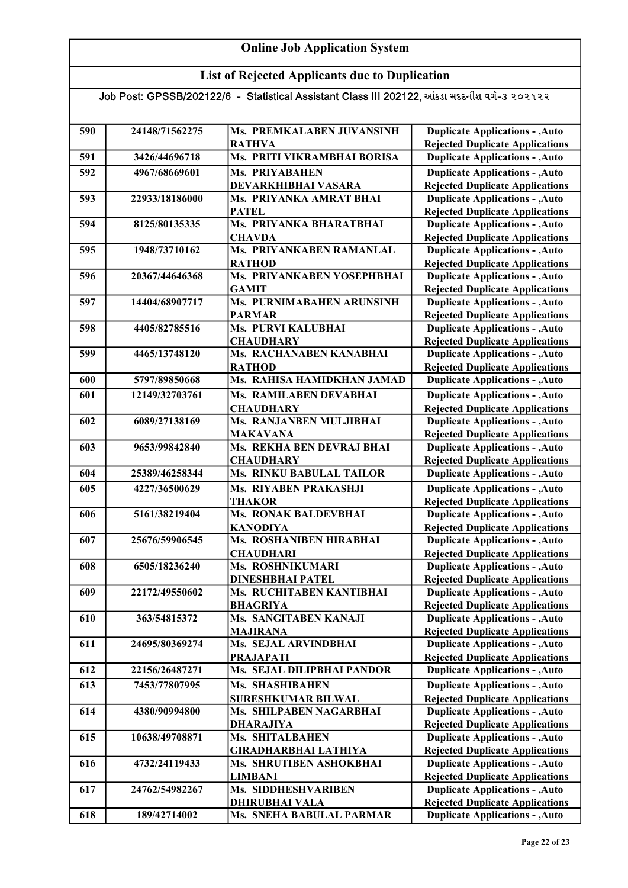# Online Job Application System

## List of Rejected Applicants due to Duplication

Job Post: GPSSB/202122/6 - Statistical Assistant Class III 202122, આંકડા મદદનીશ વર્ગ-૩ ૨૦૨૧૨૨

| | | | |
|---|---|---|---|
| 590 | 24148/71562275 | Ms. PREMKALABEN JUVANSINH RATHVA | Duplicate Applications - ,Auto Rejected Duplicate Applications |
| 591 | 3426/44696718 | Ms. PRITI VIKRAMBHAI BORISA | Duplicate Applications - ,Auto |
| 592 | 4967/68669601 | Ms. PRIYABAHEN DEVARKHIBHAI VASARA | Duplicate Applications - ,Auto Rejected Duplicate Applications |
| 593 | 22933/18186000 | Ms. PRIYANKA AMRAT BHAI PATEL | Duplicate Applications - ,Auto Rejected Duplicate Applications |
| 594 | 8125/80135335 | Ms. PRIYANKA BHARATBHAI CHAVDA | Duplicate Applications - ,Auto Rejected Duplicate Applications |
| 595 | 1948/73710162 | Ms. PRIYANKABEN RAMANLAL RATHOD | Duplicate Applications - ,Auto Rejected Duplicate Applications |
| 596 | 20367/44646368 | Ms. PRIYANKABEN YOSEPHBHAI GAMIT | Duplicate Applications - ,Auto Rejected Duplicate Applications |
| 597 | 14404/68907717 | Ms. PURNIMABAHEN ARUNSINH PARMAR | Duplicate Applications - ,Auto Rejected Duplicate Applications |
| 598 | 4405/82785516 | Ms. PURVI KALUBHAI CHAUDHARY | Duplicate Applications - ,Auto Rejected Duplicate Applications |
| 599 | 4465/13748120 | Ms. RACHANABEN KANABHAI RATHOD | Duplicate Applications - ,Auto Rejected Duplicate Applications |
| 600 | 5797/89850668 | Ms. RAHISA HAMIDKHAN JAMAD | Duplicate Applications - ,Auto |
| 601 | 12149/32703761 | Ms. RAMILABEN DEVABHAI CHAUDHARY | Duplicate Applications - ,Auto Rejected Duplicate Applications |
| 602 | 6089/27138169 | Ms. RANJANBEN MULJIBHAI MAKAVANA | Duplicate Applications - ,Auto Rejected Duplicate Applications |
| 603 | 9653/99842840 | Ms. REKHA BEN DEVRAJ BHAI CHAUDHARY | Duplicate Applications - ,Auto Rejected Duplicate Applications |
| 604 | 25389/46258344 | Ms. RINKU BABULAL TAILOR | Duplicate Applications - ,Auto |
| 605 | 4227/36500629 | Ms. RIYABEN PRAKASHJI THAKOR | Duplicate Applications - ,Auto Rejected Duplicate Applications |
| 606 | 5161/38219404 | Ms. RONAK BALDEVBHAI KANODIYA | Duplicate Applications - ,Auto Rejected Duplicate Applications |
| 607 | 25676/59906545 | Ms. ROSHANIBEN HIRABHAI CHAUDHARI | Duplicate Applications - ,Auto Rejected Duplicate Applications |
| 608 | 6505/18236240 | Ms. ROSHNIKUMARI DINESHBHAI PATEL | Duplicate Applications - ,Auto Rejected Duplicate Applications |
| 609 | 22172/49550602 | Ms. RUCHITABEN KANTIBHAI BHAGRIYA | Duplicate Applications - ,Auto Rejected Duplicate Applications |
| 610 | 363/54815372 | Ms. SANGITABEN KANAJI MAJIRANA | Duplicate Applications - ,Auto Rejected Duplicate Applications |
| 611 | 24695/80369274 | Ms. SEJAL ARVINDBHAI PRAJAPATI | Duplicate Applications - ,Auto Rejected Duplicate Applications |
| 612 | 22156/26487271 | Ms. SEJAL DILIPBHAI PANDOR | Duplicate Applications - ,Auto |
| 613 | 7453/77807995 | Ms. SHASHIBAHEN SURESHKUMAR BILWAL | Duplicate Applications - ,Auto Rejected Duplicate Applications |
| 614 | 4380/90994800 | Ms. SHILPABEN NAGARBHAI DHARAJIYA | Duplicate Applications - ,Auto Rejected Duplicate Applications |
| 615 | 10638/49708871 | Ms. SHITALBAHEN GIRADHARBHAI LATHIYA | Duplicate Applications - ,Auto Rejected Duplicate Applications |
| 616 | 4732/24119433 | Ms. SHRUTIBEN ASHOKBHAI LIMBANI | Duplicate Applications - ,Auto Rejected Duplicate Applications |
| 617 | 24762/54982267 | Ms. SIDDHESHVARIBEN DHIRUBHAI VALA | Duplicate Applications - ,Auto Rejected Duplicate Applications |
| 618 | 189/42714002 | Ms. SNEHA BABULAL PARMAR | Duplicate Applications - ,Auto |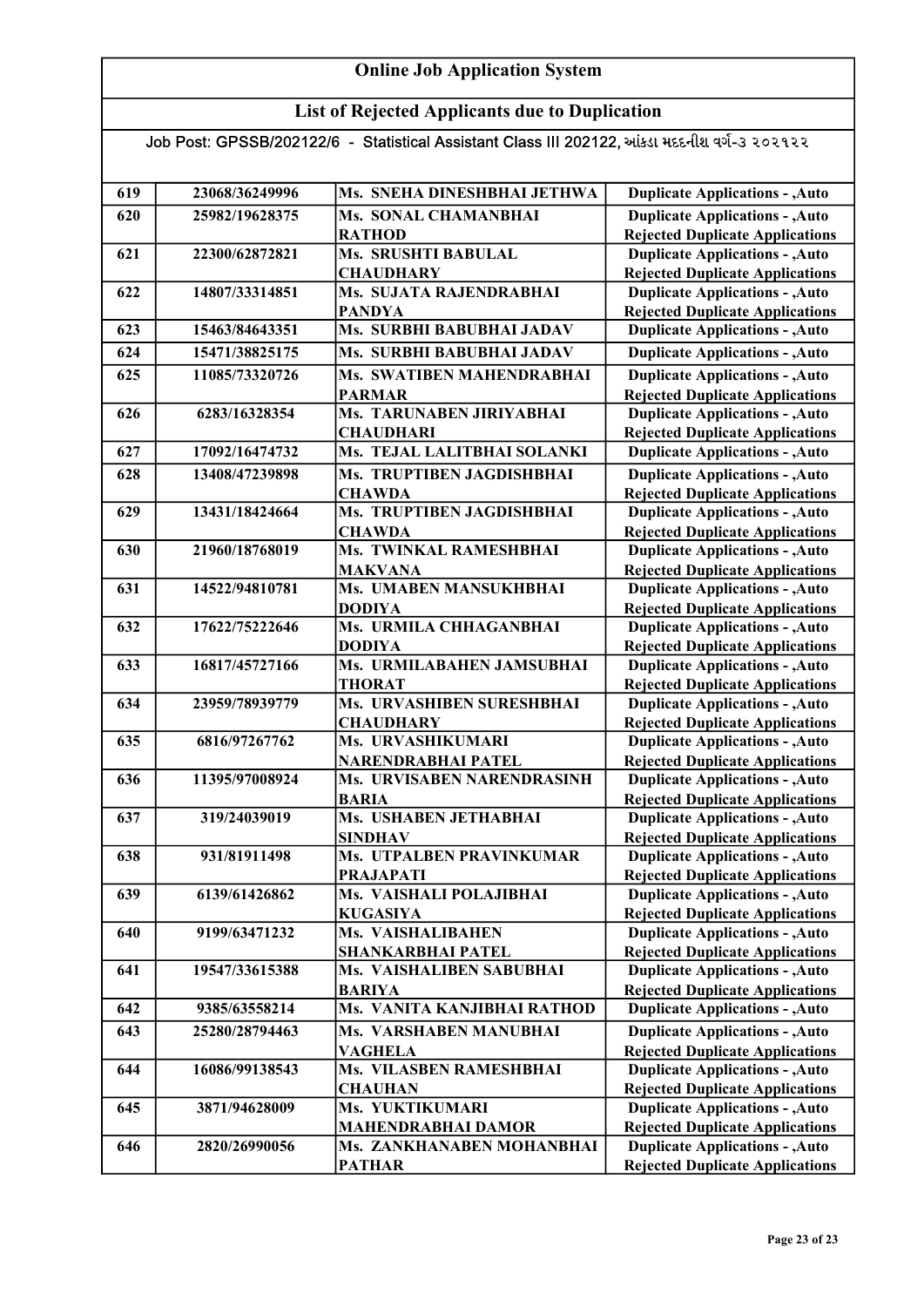# Online Job Application System

## List of Rejected Applicants due to Duplication

Job Post: GPSSB/202122/6 - Statistical Assistant Class III 202122, આંકડા મદદનીશ વર્ગ-૩ ૨૦૨૧૨૨

| | | | |
|---|---|---|---|
| 619 | 23068/36249996 | Ms. SNEHA DINESHBHAI JETHWA | Duplicate Applications - ,Auto |
| 620 | 25982/19628375 | Ms. SONAL CHAMANBHAI RATHOD | Duplicate Applications - ,Auto Rejected Duplicate Applications |
| 621 | 22300/62872821 | Ms. SRUSHTI BABULAL CHAUDHARY | Duplicate Applications - ,Auto Rejected Duplicate Applications |
| 622 | 14807/33314851 | Ms. SUJATA RAJENDRABHAI PANDYA | Duplicate Applications - ,Auto Rejected Duplicate Applications |
| 623 | 15463/84643351 | Ms. SURBHI BABUBHAI JADAV | Duplicate Applications - ,Auto |
| 624 | 15471/38825175 | Ms. SURBHI BABUBHAI JADAV | Duplicate Applications - ,Auto |
| 625 | 11085/73320726 | Ms. SWATIBEN MAHENDRABHAI PARMAR | Duplicate Applications - ,Auto Rejected Duplicate Applications |
| 626 | 6283/16328354 | Ms. TARUNABEN JIRIYABHAI CHAUDHARI | Duplicate Applications - ,Auto Rejected Duplicate Applications |
| 627 | 17092/16474732 | Ms. TEJAL LALITBHAI SOLANKI | Duplicate Applications - ,Auto |
| 628 | 13408/47239898 | Ms. TRUPTIBEN JAGDISHBHAI CHAWDA | Duplicate Applications - ,Auto Rejected Duplicate Applications |
| 629 | 13431/18424664 | Ms. TRUPTIBEN JAGDISHBHAI CHAWDA | Duplicate Applications - ,Auto Rejected Duplicate Applications |
| 630 | 21960/18768019 | Ms. TWINKAL RAMESHBHAI MAKVANA | Duplicate Applications - ,Auto Rejected Duplicate Applications |
| 631 | 14522/94810781 | Ms. UMABEN MANSUKHBHAI DODIYA | Duplicate Applications - ,Auto Rejected Duplicate Applications |
| 632 | 17622/75222646 | Ms. URMILA CHHAGANBHAI DODIYA | Duplicate Applications - ,Auto Rejected Duplicate Applications |
| 633 | 16817/45727166 | Ms. URMILABAHEN JAMSUBHAI THORAT | Duplicate Applications - ,Auto Rejected Duplicate Applications |
| 634 | 23959/78939779 | Ms. URVASHIBEN SURESHBHAI CHAUDHARY | Duplicate Applications - ,Auto Rejected Duplicate Applications |
| 635 | 6816/97267762 | Ms. URVASHIKUMARI NARENDRABHAI PATEL | Duplicate Applications - ,Auto Rejected Duplicate Applications |
| 636 | 11395/97008924 | Ms. URVISABEN NARENDRASINH BARIA | Duplicate Applications - ,Auto Rejected Duplicate Applications |
| 637 | 319/24039019 | Ms. USHABEN JETHABHAI SINDHAV | Duplicate Applications - ,Auto Rejected Duplicate Applications |
| 638 | 931/81911498 | Ms. UTPALBEN PRAVINKUMAR PRAJAPATI | Duplicate Applications - ,Auto Rejected Duplicate Applications |
| 639 | 6139/61426862 | Ms. VAISHALI POLAJIBHAI KUGASIYA | Duplicate Applications - ,Auto Rejected Duplicate Applications |
| 640 | 9199/63471232 | Ms. VAISHALIBAHEN SHANKARBHAI PATEL | Duplicate Applications - ,Auto Rejected Duplicate Applications |
| 641 | 19547/33615388 | Ms. VAISHALIBEN SABUBHAI BARIYA | Duplicate Applications - ,Auto Rejected Duplicate Applications |
| 642 | 9385/63558214 | Ms. VANITA KANJIBHAI RATHOD | Duplicate Applications - ,Auto |
| 643 | 25280/28794463 | Ms. VARSHABEN MANUBHAI VAGHELA | Duplicate Applications - ,Auto Rejected Duplicate Applications |
| 644 | 16086/99138543 | Ms. VILASBEN RAMESHBHAI CHAUHAN | Duplicate Applications - ,Auto Rejected Duplicate Applications |
| 645 | 3871/94628009 | Ms. YUKTIKUMARI MAHENDRABHAI DAMOR | Duplicate Applications - ,Auto Rejected Duplicate Applications |
| 646 | 2820/26990056 | Ms. ZANKHANABEN MOHANBHAI PATHAR | Duplicate Applications - ,Auto Rejected Duplicate Applications |